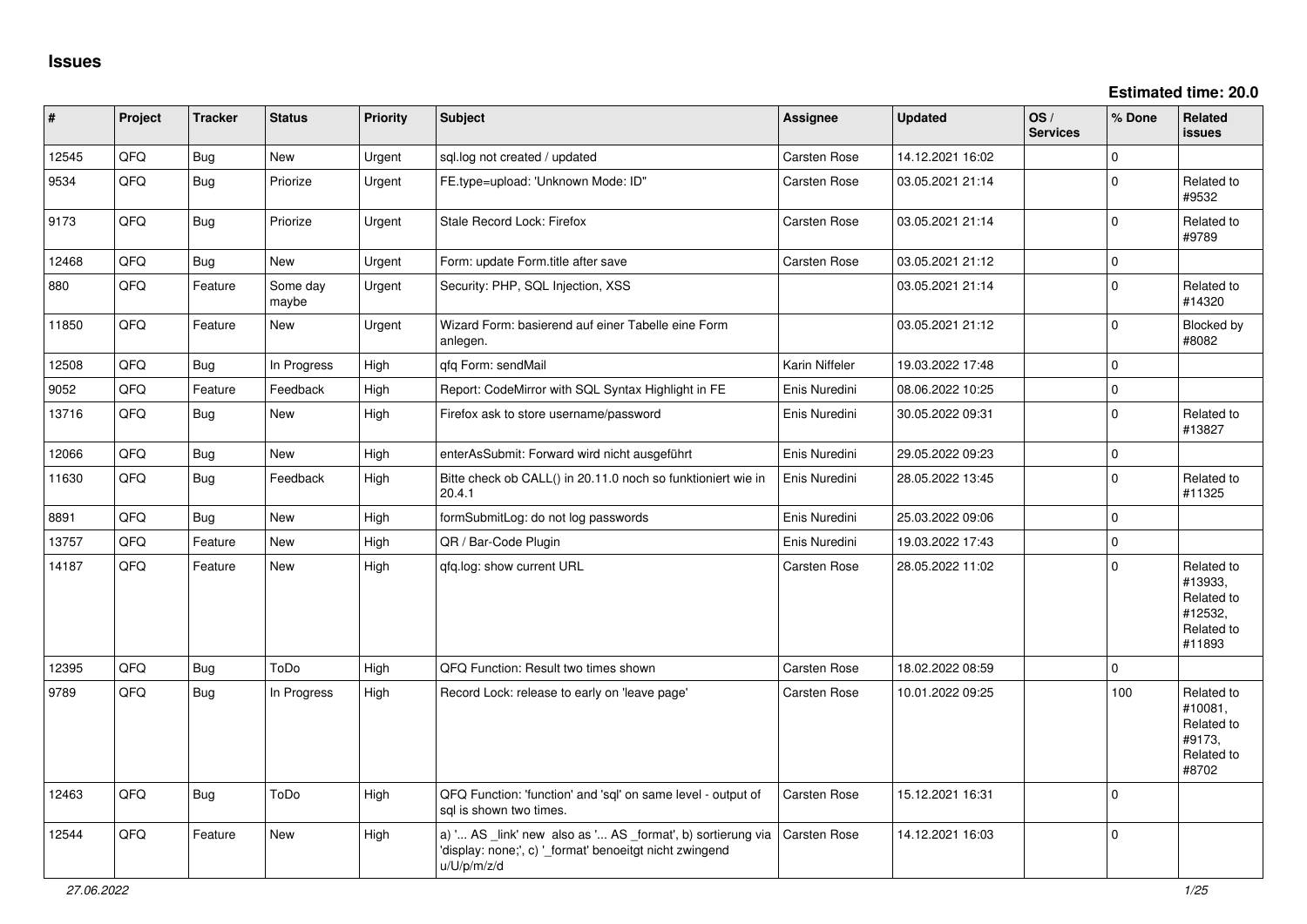# Issues

**Estimated time: 20.0**

| # | Project | Tracker | Status | Priority | Subject | Assignee | Updated | OS / Services | % Done | Related issues |
|---|---|---|---|---|---|---|---|---|---|---|
| 12545 | QFQ | Bug | New | Urgent | sql.log not created / updated | Carsten Rose | 14.12.2021 16:02 | | 0 | |
| 9534 | QFQ | Bug | Priorize | Urgent | FE.type=upload: 'Unknown Mode: ID" | Carsten Rose | 03.05.2021 21:14 | | 0 | Related to #9532 |
| 9173 | QFQ | Bug | Priorize | Urgent | Stale Record Lock: Firefox | Carsten Rose | 03.05.2021 21:14 | | 0 | Related to #9789 |
| 12468 | QFQ | Bug | New | Urgent | Form: update Form.title after save | Carsten Rose | 03.05.2021 21:12 | | 0 | |
| 880 | QFQ | Feature | Some day maybe | Urgent | Security: PHP, SQL Injection, XSS | | 03.05.2021 21:14 | | 0 | Related to #14320 |
| 11850 | QFQ | Feature | New | Urgent | Wizard Form: basierend auf einer Tabelle eine Form anlegen. | | 03.05.2021 21:12 | | 0 | Blocked by #8082 |
| 12508 | QFQ | Bug | In Progress | High | qfq Form: sendMail | Karin Niffeler | 19.03.2022 17:48 | | 0 | |
| 9052 | QFQ | Feature | Feedback | High | Report: CodeMirror with SQL Syntax Highlight in FE | Enis Nuredini | 08.06.2022 10:25 | | 0 | |
| 13716 | QFQ | Bug | New | High | Firefox ask to store username/password | Enis Nuredini | 30.05.2022 09:31 | | 0 | Related to #13827 |
| 12066 | QFQ | Bug | New | High | enterAsSubmit: Forward wird nicht ausgeführt | Enis Nuredini | 29.05.2022 09:23 | | 0 | |
| 11630 | QFQ | Bug | Feedback | High | Bitte check ob CALL() in 20.11.0 noch so funktioniert wie in 20.4.1 | Enis Nuredini | 28.05.2022 13:45 | | 0 | Related to #11325 |
| 8891 | QFQ | Bug | New | High | formSubmitLog: do not log passwords | Enis Nuredini | 25.03.2022 09:06 | | 0 | |
| 13757 | QFQ | Feature | New | High | QR / Bar-Code Plugin | Enis Nuredini | 19.03.2022 17:43 | | 0 | |
| 14187 | QFQ | Feature | New | High | qfq.log: show current URL | Carsten Rose | 28.05.2022 11:02 | | 0 | Related to #13933, Related to #12532, Related to #11893 |
| 12395 | QFQ | Bug | ToDo | High | QFQ Function: Result two times shown | Carsten Rose | 18.02.2022 08:59 | | 0 | |
| 9789 | QFQ | Bug | In Progress | High | Record Lock: release to early on 'leave page' | Carsten Rose | 10.01.2022 09:25 | | 100 | Related to #10081, Related to #9173, Related to #8702 |
| 12463 | QFQ | Bug | ToDo | High | QFQ Function: 'function' and 'sql' on same level - output of sql is shown two times. | Carsten Rose | 15.12.2021 16:31 | | 0 | |
| 12544 | QFQ | Feature | New | High | a) '... AS _link' new also as '... AS _format', b) sortierung via 'display: none;', c) '_format' benoeitgt nicht zwingend u/U/p/m/z/d | Carsten Rose | 14.12.2021 16:03 | | 0 | |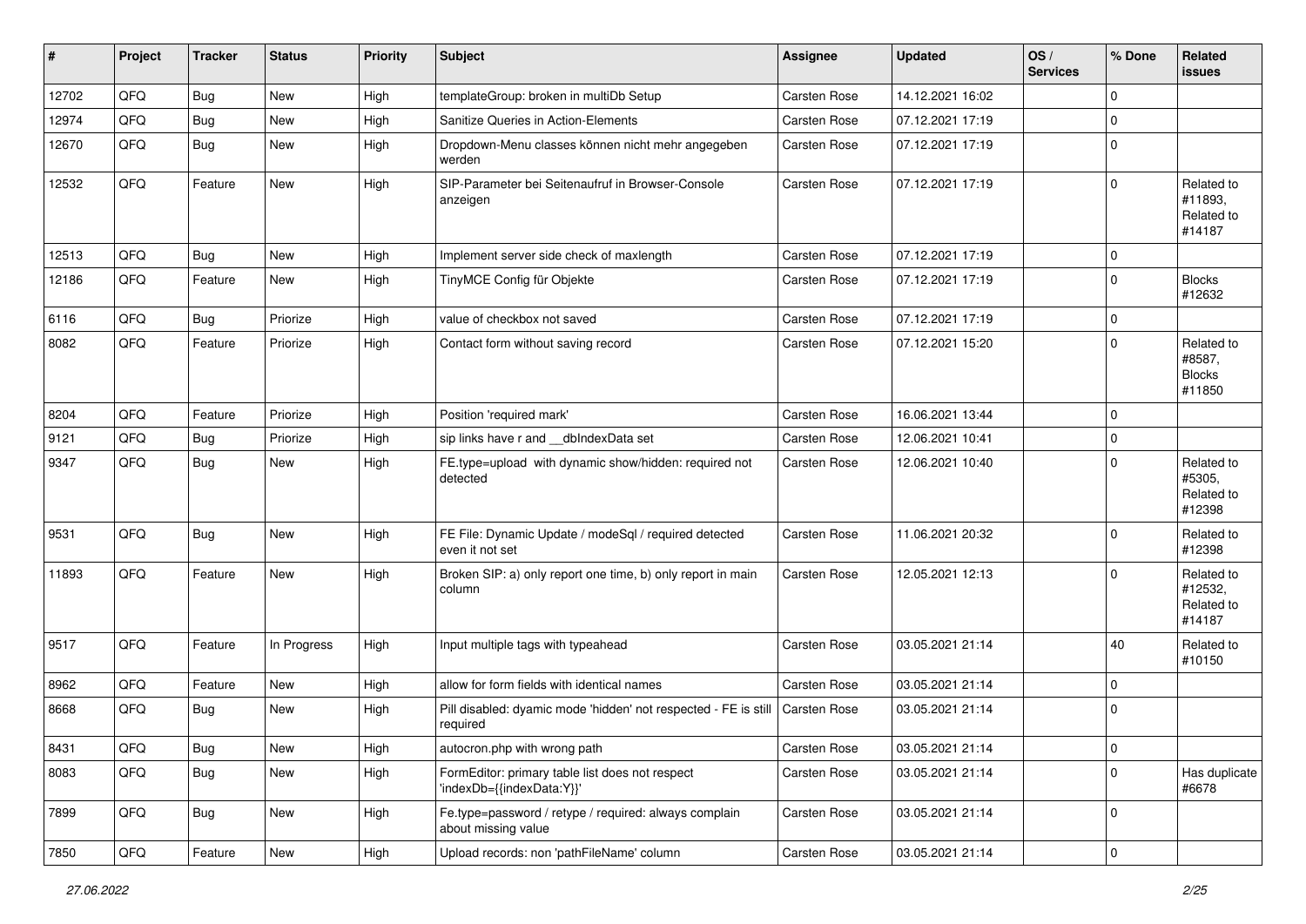| # | Project | Tracker | Status | Priority | Subject | Assignee | Updated | OS / Services | % Done | Related issues |
|---|---|---|---|---|---|---|---|---|---|---|
| 12702 | QFQ | Bug | New | High | templateGroup: broken in multiDb Setup | Carsten Rose | 14.12.2021 16:02 | | 0 | |
| 12974 | QFQ | Bug | New | High | Sanitize Queries in Action-Elements | Carsten Rose | 07.12.2021 17:19 | | 0 | |
| 12670 | QFQ | Bug | New | High | Dropdown-Menu classes können nicht mehr angegeben werden | Carsten Rose | 07.12.2021 17:19 | | 0 | |
| 12532 | QFQ | Feature | New | High | SIP-Parameter bei Seitenaufruf in Browser-Console anzeigen | Carsten Rose | 07.12.2021 17:19 | | 0 | Related to #11893, Related to #14187 |
| 12513 | QFQ | Bug | New | High | Implement server side check of maxlength | Carsten Rose | 07.12.2021 17:19 | | 0 | |
| 12186 | QFQ | Feature | New | High | TinyMCE Config für Objekte | Carsten Rose | 07.12.2021 17:19 | | 0 | Blocks #12632 |
| 6116 | QFQ | Bug | Priorize | High | value of checkbox not saved | Carsten Rose | 07.12.2021 17:19 | | 0 | |
| 8082 | QFQ | Feature | Priorize | High | Contact form without saving record | Carsten Rose | 07.12.2021 15:20 | | 0 | Related to #8587, Blocks #11850 |
| 8204 | QFQ | Feature | Priorize | High | Position 'required mark' | Carsten Rose | 16.06.2021 13:44 | | 0 | |
| 9121 | QFQ | Bug | Priorize | High | sip links have r and __dbIndexData set | Carsten Rose | 12.06.2021 10:41 | | 0 | |
| 9347 | QFQ | Bug | New | High | FE.type=upload with dynamic show/hidden: required not detected | Carsten Rose | 12.06.2021 10:40 | | 0 | Related to #5305, Related to #12398 |
| 9531 | QFQ | Bug | New | High | FE File: Dynamic Update / modeSql / required detected even it not set | Carsten Rose | 11.06.2021 20:32 | | 0 | Related to #12398 |
| 11893 | QFQ | Feature | New | High | Broken SIP: a) only report one time, b) only report in main column | Carsten Rose | 12.05.2021 12:13 | | 0 | Related to #12532, Related to #14187 |
| 9517 | QFQ | Feature | In Progress | High | Input multiple tags with typeahead | Carsten Rose | 03.05.2021 21:14 | | 40 | Related to #10150 |
| 8962 | QFQ | Feature | New | High | allow for form fields with identical names | Carsten Rose | 03.05.2021 21:14 | | 0 | |
| 8668 | QFQ | Bug | New | High | Pill disabled: dyamic mode 'hidden' not respected - FE is still required | Carsten Rose | 03.05.2021 21:14 | | 0 | |
| 8431 | QFQ | Bug | New | High | autocron.php with wrong path | Carsten Rose | 03.05.2021 21:14 | | 0 | |
| 8083 | QFQ | Bug | New | High | FormEditor: primary table list does not respect 'indexDb={{indexData:Y}}' | Carsten Rose | 03.05.2021 21:14 | | 0 | Has duplicate #6678 |
| 7899 | QFQ | Bug | New | High | Fe.type=password / retype / required: always complain about missing value | Carsten Rose | 03.05.2021 21:14 | | 0 | |
| 7850 | QFQ | Feature | New | High | Upload records: non 'pathFileName' column | Carsten Rose | 03.05.2021 21:14 | | 0 | |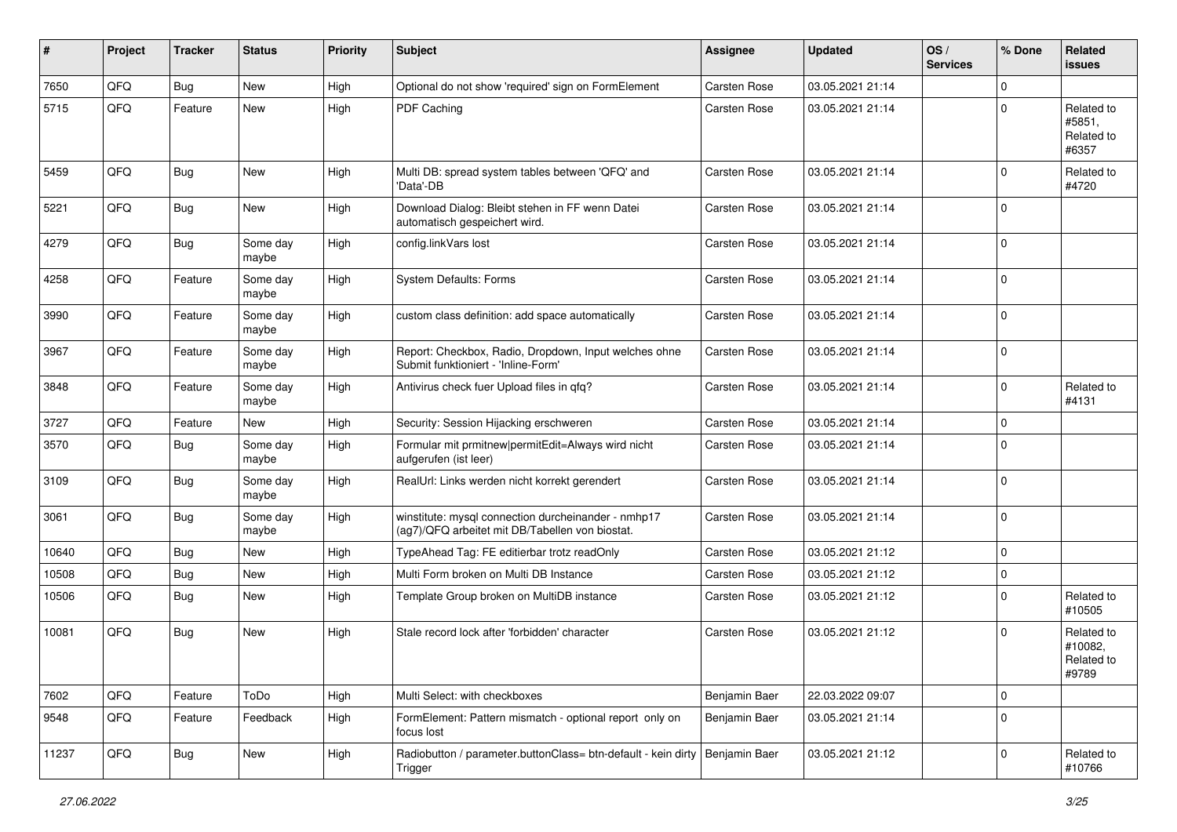| # | Project | Tracker | Status | Priority | Subject | Assignee | Updated | OS / Services | % Done | Related issues |
|---|---|---|---|---|---|---|---|---|---|---|
| 7650 | QFQ | Bug | New | High | Optional do not show 'required' sign on FormElement | Carsten Rose | 03.05.2021 21:14 | | 0 | |
| 5715 | QFQ | Feature | New | High | PDF Caching | Carsten Rose | 03.05.2021 21:14 | | 0 | Related to #5851, Related to #6357 |
| 5459 | QFQ | Bug | New | High | Multi DB: spread system tables between 'QFQ' and 'Data'-DB | Carsten Rose | 03.05.2021 21:14 | | 0 | Related to #4720 |
| 5221 | QFQ | Bug | New | High | Download Dialog: Bleibt stehen in FF wenn Datei automatisch gespeichert wird. | Carsten Rose | 03.05.2021 21:14 | | 0 | |
| 4279 | QFQ | Bug | Some day maybe | High | config.linkVars lost | Carsten Rose | 03.05.2021 21:14 | | 0 | |
| 4258 | QFQ | Feature | Some day maybe | High | System Defaults: Forms | Carsten Rose | 03.05.2021 21:14 | | 0 | |
| 3990 | QFQ | Feature | Some day maybe | High | custom class definition: add space automatically | Carsten Rose | 03.05.2021 21:14 | | 0 | |
| 3967 | QFQ | Feature | Some day maybe | High | Report: Checkbox, Radio, Dropdown, Input welches ohne Submit funktioniert - 'Inline-Form' | Carsten Rose | 03.05.2021 21:14 | | 0 | |
| 3848 | QFQ | Feature | Some day maybe | High | Antivirus check fuer Upload files in qfq? | Carsten Rose | 03.05.2021 21:14 | | 0 | Related to #4131 |
| 3727 | QFQ | Feature | New | High | Security: Session Hijacking erschweren | Carsten Rose | 03.05.2021 21:14 | | 0 | |
| 3570 | QFQ | Bug | Some day maybe | High | Formular mit prmitnew\|permitEdit=Always wird nicht aufgerufen (ist leer) | Carsten Rose | 03.05.2021 21:14 | | 0 | |
| 3109 | QFQ | Bug | Some day maybe | High | RealUrl: Links werden nicht korrekt gerendert | Carsten Rose | 03.05.2021 21:14 | | 0 | |
| 3061 | QFQ | Bug | Some day maybe | High | winstitute: mysql connection durcheinander - nmhp17 (ag7)/QFQ arbeitet mit DB/Tabellen von biostat. | Carsten Rose | 03.05.2021 21:14 | | 0 | |
| 10640 | QFQ | Bug | New | High | TypeAhead Tag: FE editierbar trotz readOnly | Carsten Rose | 03.05.2021 21:12 | | 0 | |
| 10508 | QFQ | Bug | New | High | Multi Form broken on Multi DB Instance | Carsten Rose | 03.05.2021 21:12 | | 0 | |
| 10506 | QFQ | Bug | New | High | Template Group broken on MultiDB instance | Carsten Rose | 03.05.2021 21:12 | | 0 | Related to #10505 |
| 10081 | QFQ | Bug | New | High | Stale record lock after 'forbidden' character | Carsten Rose | 03.05.2021 21:12 | | 0 | Related to #10082, Related to #9789 |
| 7602 | QFQ | Feature | ToDo | High | Multi Select: with checkboxes | Benjamin Baer | 22.03.2022 09:07 | | 0 | |
| 9548 | QFQ | Feature | Feedback | High | FormElement: Pattern mismatch - optional report only on focus lost | Benjamin Baer | 03.05.2021 21:14 | | 0 | |
| 11237 | QFQ | Bug | New | High | Radiobutton / parameter.buttonClass= btn-default - kein dirty Trigger | Benjamin Baer | 03.05.2021 21:12 | | 0 | Related to #10766 |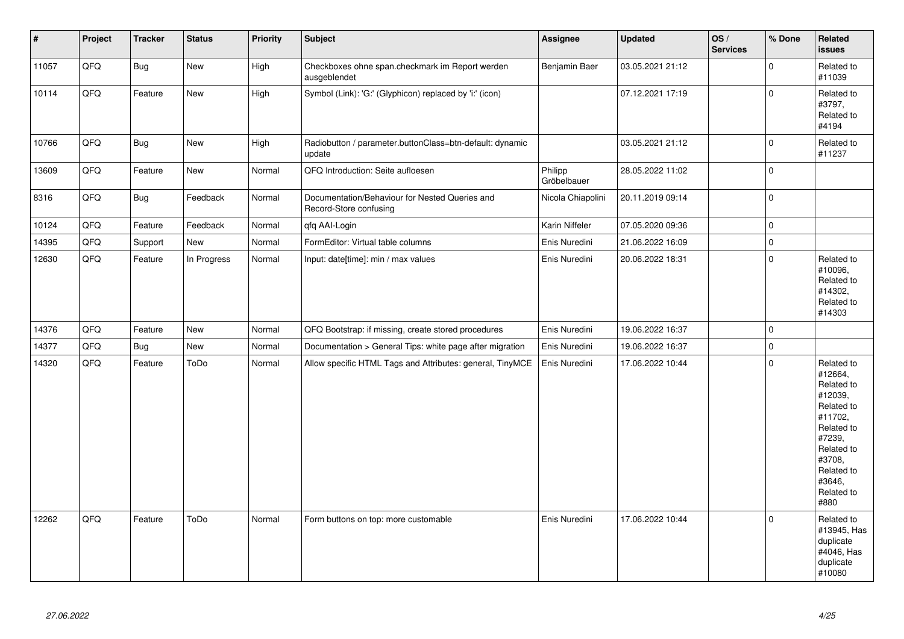| # | Project | Tracker | Status | Priority | Subject | Assignee | Updated | OS / Services | % Done | Related issues |
|---|---|---|---|---|---|---|---|---|---|---|
| 11057 | QFQ | Bug | New | High | Checkboxes ohne span.checkmark im Report werden ausgeblendet | Benjamin Baer | 03.05.2021 21:12 | | 0 | Related to #11039 |
| 10114 | QFQ | Feature | New | High | Symbol (Link): 'G:' (Glyphicon) replaced by 'i:' (icon) | | 07.12.2021 17:19 | | 0 | Related to #3797, Related to #4194 |
| 10766 | QFQ | Bug | New | High | Radiobutton / parameter.buttonClass=btn-default: dynamic update | | 03.05.2021 21:12 | | 0 | Related to #11237 |
| 13609 | QFQ | Feature | New | Normal | QFQ Introduction: Seite aufloesen | Philipp Gröbelbauer | 28.05.2022 11:02 | | 0 | |
| 8316 | QFQ | Bug | Feedback | Normal | Documentation/Behaviour for Nested Queries and Record-Store confusing | Nicola Chiapolini | 20.11.2019 09:14 | | 0 | |
| 10124 | QFQ | Feature | Feedback | Normal | qfq AAI-Login | Karin Niffeler | 07.05.2020 09:36 | | 0 | |
| 14395 | QFQ | Support | New | Normal | FormEditor: Virtual table columns | Enis Nuredini | 21.06.2022 16:09 | | 0 | |
| 12630 | QFQ | Feature | In Progress | Normal | Input: date[time]: min / max values | Enis Nuredini | 20.06.2022 18:31 | | 0 | Related to #10096, Related to #14302, Related to #14303 |
| 14376 | QFQ | Feature | New | Normal | QFQ Bootstrap: if missing, create stored procedures | Enis Nuredini | 19.06.2022 16:37 | | 0 | |
| 14377 | QFQ | Bug | New | Normal | Documentation > General Tips: white page after migration | Enis Nuredini | 19.06.2022 16:37 | | 0 | |
| 14320 | QFQ | Feature | ToDo | Normal | Allow specific HTML Tags and Attributes: general, TinyMCE | Enis Nuredini | 17.06.2022 10:44 | | 0 | Related to #12664, Related to #12039, Related to #11702, Related to #7239, Related to #3708, Related to #3646, Related to #880 |
| 12262 | QFQ | Feature | ToDo | Normal | Form buttons on top: more customable | Enis Nuredini | 17.06.2022 10:44 | | 0 | Related to #13945, Has duplicate #4046, Has duplicate #10080 |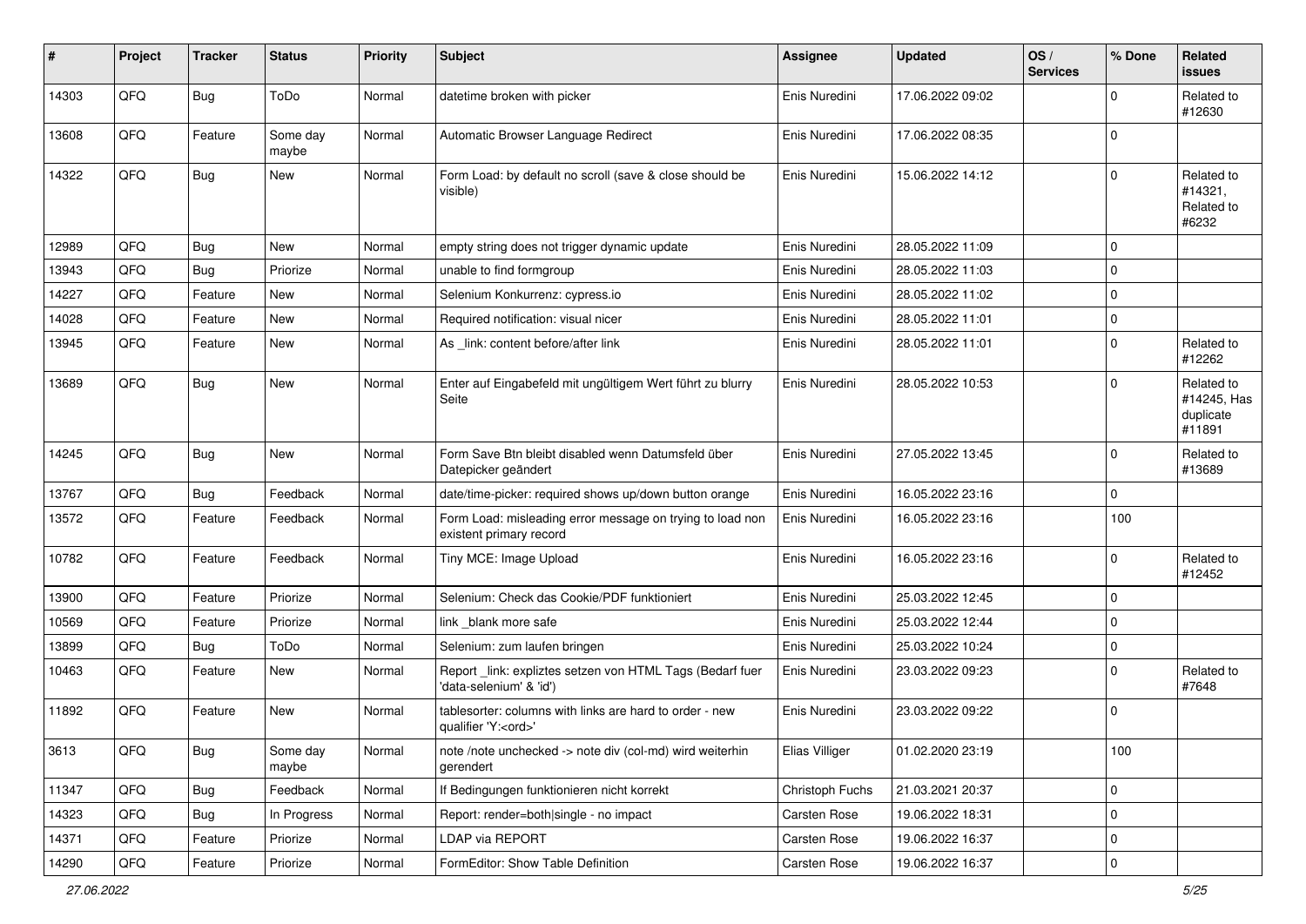| # | Project | Tracker | Status | Priority | Subject | Assignee | Updated | OS / Services | % Done | Related issues |
|---|---|---|---|---|---|---|---|---|---|---|
| 14303 | QFQ | Bug | ToDo | Normal | datetime broken with picker | Enis Nuredini | 17.06.2022 09:02 | | 0 | Related to #12630 |
| 13608 | QFQ | Feature | Some day maybe | Normal | Automatic Browser Language Redirect | Enis Nuredini | 17.06.2022 08:35 | | 0 | |
| 14322 | QFQ | Bug | New | Normal | Form Load: by default no scroll (save & close should be visible) | Enis Nuredini | 15.06.2022 14:12 | | 0 | Related to #14321, Related to #6232 |
| 12989 | QFQ | Bug | New | Normal | empty string does not trigger dynamic update | Enis Nuredini | 28.05.2022 11:09 | | 0 | |
| 13943 | QFQ | Bug | Priorize | Normal | unable to find formgroup | Enis Nuredini | 28.05.2022 11:03 | | 0 | |
| 14227 | QFQ | Feature | New | Normal | Selenium Konkurrenz: cypress.io | Enis Nuredini | 28.05.2022 11:02 | | 0 | |
| 14028 | QFQ | Feature | New | Normal | Required notification: visual nicer | Enis Nuredini | 28.05.2022 11:01 | | 0 | |
| 13945 | QFQ | Feature | New | Normal | As _link: content before/after link | Enis Nuredini | 28.05.2022 11:01 | | 0 | Related to #12262 |
| 13689 | QFQ | Bug | New | Normal | Enter auf Eingabefeld mit ungültigem Wert führt zu blurry Seite | Enis Nuredini | 28.05.2022 10:53 | | 0 | Related to #14245, Has duplicate #11891 |
| 14245 | QFQ | Bug | New | Normal | Form Save Btn bleibt disabled wenn Datumsfeld über Datepicker geändert | Enis Nuredini | 27.05.2022 13:45 | | 0 | Related to #13689 |
| 13767 | QFQ | Bug | Feedback | Normal | date/time-picker: required shows up/down button orange | Enis Nuredini | 16.05.2022 23:16 | | 0 | |
| 13572 | QFQ | Feature | Feedback | Normal | Form Load: misleading error message on trying to load non existent primary record | Enis Nuredini | 16.05.2022 23:16 | | 100 | |
| 10782 | QFQ | Feature | Feedback | Normal | Tiny MCE: Image Upload | Enis Nuredini | 16.05.2022 23:16 | | 0 | Related to #12452 |
| 13900 | QFQ | Feature | Priorize | Normal | Selenium: Check das Cookie/PDF funktioniert | Enis Nuredini | 25.03.2022 12:45 | | 0 | |
| 10569 | QFQ | Feature | Priorize | Normal | link _blank more safe | Enis Nuredini | 25.03.2022 12:44 | | 0 | |
| 13899 | QFQ | Bug | ToDo | Normal | Selenium: zum laufen bringen | Enis Nuredini | 25.03.2022 10:24 | | 0 | |
| 10463 | QFQ | Feature | New | Normal | Report _link: expliztes setzen von HTML Tags (Bedarf fuer 'data-selenium' & 'id') | Enis Nuredini | 23.03.2022 09:23 | | 0 | Related to #7648 |
| 11892 | QFQ | Feature | New | Normal | tablesorter: columns with links are hard to order - new qualifier 'Y:<ord>' | Enis Nuredini | 23.03.2022 09:22 | | 0 | |
| 3613 | QFQ | Bug | Some day maybe | Normal | note /note unchecked -> note div (col-md) wird weiterhin gerendert | Elias Villiger | 01.02.2020 23:19 | | 100 | |
| 11347 | QFQ | Bug | Feedback | Normal | If Bedingungen funktionieren nicht korrekt | Christoph Fuchs | 21.03.2021 20:37 | | 0 | |
| 14323 | QFQ | Bug | In Progress | Normal | Report: render=both\|single - no impact | Carsten Rose | 19.06.2022 18:31 | | 0 | |
| 14371 | QFQ | Feature | Priorize | Normal | LDAP via REPORT | Carsten Rose | 19.06.2022 16:37 | | 0 | |
| 14290 | QFQ | Feature | Priorize | Normal | FormEditor: Show Table Definition | Carsten Rose | 19.06.2022 16:37 | | 0 | |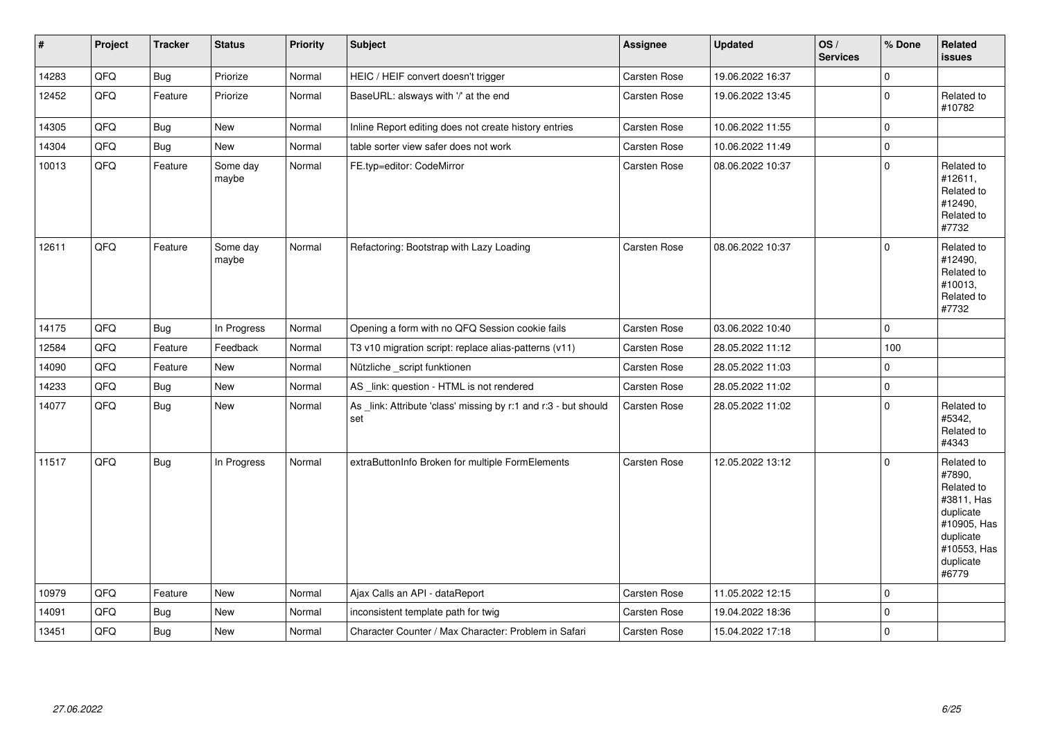| # | Project | Tracker | Status | Priority | Subject | Assignee | Updated | OS / Services | % Done | Related issues |
|---|---|---|---|---|---|---|---|---|---|---|
| 14283 | QFQ | Bug | Priorize | Normal | HEIC / HEIF convert doesn't trigger | Carsten Rose | 19.06.2022 16:37 | | 0 | |
| 12452 | QFQ | Feature | Priorize | Normal | BaseURL: alsways with '/' at the end | Carsten Rose | 19.06.2022 13:45 | | 0 | Related to #10782 |
| 14305 | QFQ | Bug | New | Normal | Inline Report editing does not create history entries | Carsten Rose | 10.06.2022 11:55 | | 0 | |
| 14304 | QFQ | Bug | New | Normal | table sorter view safer does not work | Carsten Rose | 10.06.2022 11:49 | | 0 | |
| 10013 | QFQ | Feature | Some day maybe | Normal | FE.typ=editor: CodeMirror | Carsten Rose | 08.06.2022 10:37 | | 0 | Related to #12611, Related to #12490, Related to #7732 |
| 12611 | QFQ | Feature | Some day maybe | Normal | Refactoring: Bootstrap with Lazy Loading | Carsten Rose | 08.06.2022 10:37 | | 0 | Related to #12490, Related to #10013, Related to #7732 |
| 14175 | QFQ | Bug | In Progress | Normal | Opening a form with no QFQ Session cookie fails | Carsten Rose | 03.06.2022 10:40 | | 0 | |
| 12584 | QFQ | Feature | Feedback | Normal | T3 v10 migration script: replace alias-patterns (v11) | Carsten Rose | 28.05.2022 11:12 | | 100 | |
| 14090 | QFQ | Feature | New | Normal | Nützliche _script funktionen | Carsten Rose | 28.05.2022 11:03 | | 0 | |
| 14233 | QFQ | Bug | New | Normal | AS _link: question - HTML is not rendered | Carsten Rose | 28.05.2022 11:02 | | 0 | |
| 14077 | QFQ | Bug | New | Normal | As _link: Attribute 'class' missing by r:1 and r:3 - but should set | Carsten Rose | 28.05.2022 11:02 | | 0 | Related to #5342, Related to #4343 |
| 11517 | QFQ | Bug | In Progress | Normal | extraButtonInfo Broken for multiple FormElements | Carsten Rose | 12.05.2022 13:12 | | 0 | Related to #7890, Related to #3811, Has duplicate #10905, Has duplicate #10553, Has duplicate #6779 |
| 10979 | QFQ | Feature | New | Normal | Ajax Calls an API - dataReport | Carsten Rose | 11.05.2022 12:15 | | 0 | |
| 14091 | QFQ | Bug | New | Normal | inconsistent template path for twig | Carsten Rose | 19.04.2022 18:36 | | 0 | |
| 13451 | QFQ | Bug | New | Normal | Character Counter / Max Character: Problem in Safari | Carsten Rose | 15.04.2022 17:18 | | 0 | |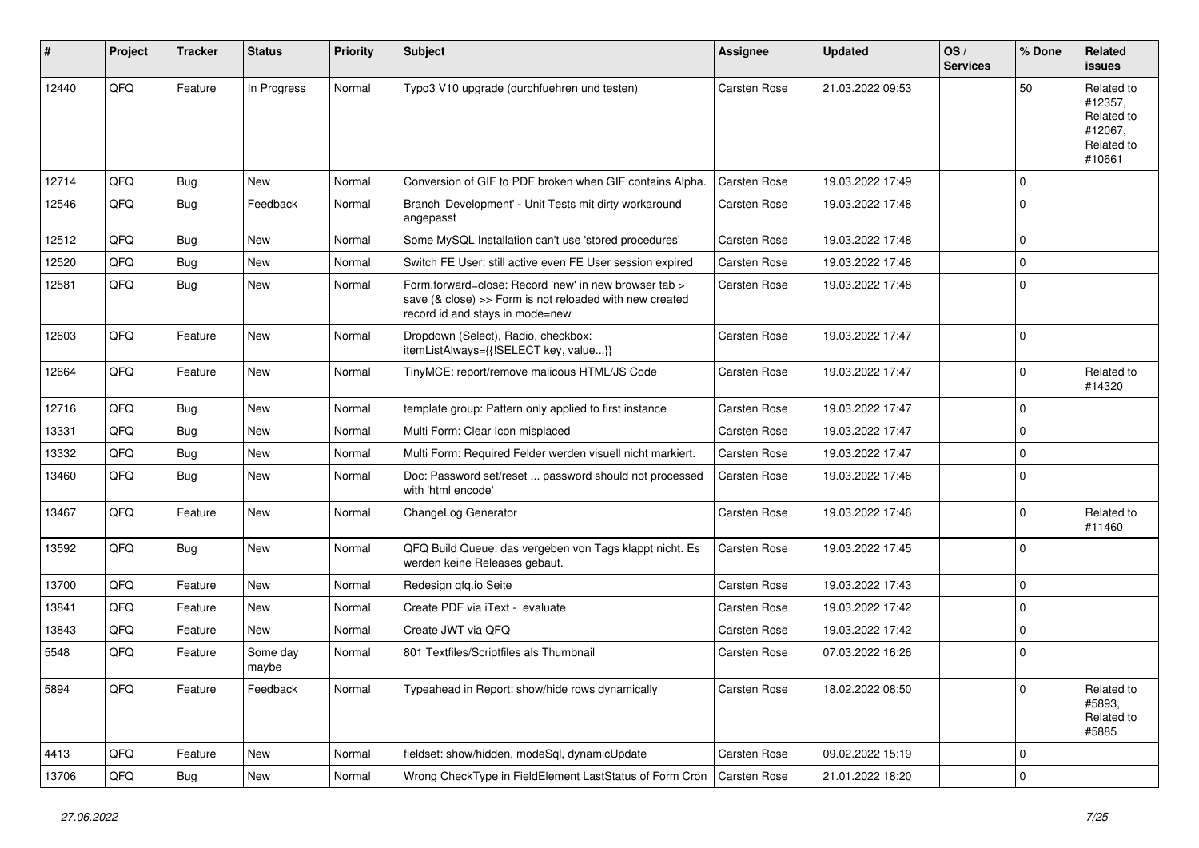| # | Project | Tracker | Status | Priority | Subject | Assignee | Updated | OS / Services | % Done | Related issues |
|---|---|---|---|---|---|---|---|---|---|---|
| 12440 | QFQ | Feature | In Progress | Normal | Typo3 V10 upgrade (durchfuehren und testen) | Carsten Rose | 21.03.2022 09:53 | | 50 | Related to #12357, Related to #12067, Related to #10661 |
| 12714 | QFQ | Bug | New | Normal | Conversion of GIF to PDF broken when GIF contains Alpha. | Carsten Rose | 19.03.2022 17:49 | | 0 | |
| 12546 | QFQ | Bug | Feedback | Normal | Branch 'Development' - Unit Tests mit dirty workaround angepasst | Carsten Rose | 19.03.2022 17:48 | | 0 | |
| 12512 | QFQ | Bug | New | Normal | Some MySQL Installation can't use 'stored procedures' | Carsten Rose | 19.03.2022 17:48 | | 0 | |
| 12520 | QFQ | Bug | New | Normal | Switch FE User: still active even FE User session expired | Carsten Rose | 19.03.2022 17:48 | | 0 | |
| 12581 | QFQ | Bug | New | Normal | Form.forward=close: Record 'new' in new browser tab > save (& close) >> Form is not reloaded with new created record id and stays in mode=new | Carsten Rose | 19.03.2022 17:48 | | 0 | |
| 12603 | QFQ | Feature | New | Normal | Dropdown (Select), Radio, checkbox: itemListAlways={{!SELECT key, value...}} | Carsten Rose | 19.03.2022 17:47 | | 0 | |
| 12664 | QFQ | Feature | New | Normal | TinyMCE: report/remove malicous HTML/JS Code | Carsten Rose | 19.03.2022 17:47 | | 0 | Related to #14320 |
| 12716 | QFQ | Bug | New | Normal | template group: Pattern only applied to first instance | Carsten Rose | 19.03.2022 17:47 | | 0 | |
| 13331 | QFQ | Bug | New | Normal | Multi Form: Clear Icon misplaced | Carsten Rose | 19.03.2022 17:47 | | 0 | |
| 13332 | QFQ | Bug | New | Normal | Multi Form: Required Felder werden visuell nicht markiert. | Carsten Rose | 19.03.2022 17:47 | | 0 | |
| 13460 | QFQ | Bug | New | Normal | Doc: Password set/reset ... password should not processed with 'html encode' | Carsten Rose | 19.03.2022 17:46 | | 0 | |
| 13467 | QFQ | Feature | New | Normal | ChangeLog Generator | Carsten Rose | 19.03.2022 17:46 | | 0 | Related to #11460 |
| 13592 | QFQ | Bug | New | Normal | QFQ Build Queue: das vergeben von Tags klappt nicht. Es werden keine Releases gebaut. | Carsten Rose | 19.03.2022 17:45 | | 0 | |
| 13700 | QFQ | Feature | New | Normal | Redesign qfq.io Seite | Carsten Rose | 19.03.2022 17:43 | | 0 | |
| 13841 | QFQ | Feature | New | Normal | Create PDF via iText - evaluate | Carsten Rose | 19.03.2022 17:42 | | 0 | |
| 13843 | QFQ | Feature | New | Normal | Create JWT via QFQ | Carsten Rose | 19.03.2022 17:42 | | 0 | |
| 5548 | QFQ | Feature | Some day maybe | Normal | 801 Textfiles/Scriptfiles als Thumbnail | Carsten Rose | 07.03.2022 16:26 | | 0 | |
| 5894 | QFQ | Feature | Feedback | Normal | Typeahead in Report: show/hide rows dynamically | Carsten Rose | 18.02.2022 08:50 | | 0 | Related to #5893, Related to #5885 |
| 4413 | QFQ | Feature | New | Normal | fieldset: show/hidden, modeSql, dynamicUpdate | Carsten Rose | 09.02.2022 15:19 | | 0 | |
| 13706 | QFQ | Bug | New | Normal | Wrong CheckType in FieldElement LastStatus of Form Cron | Carsten Rose | 21.01.2022 18:20 | | 0 | |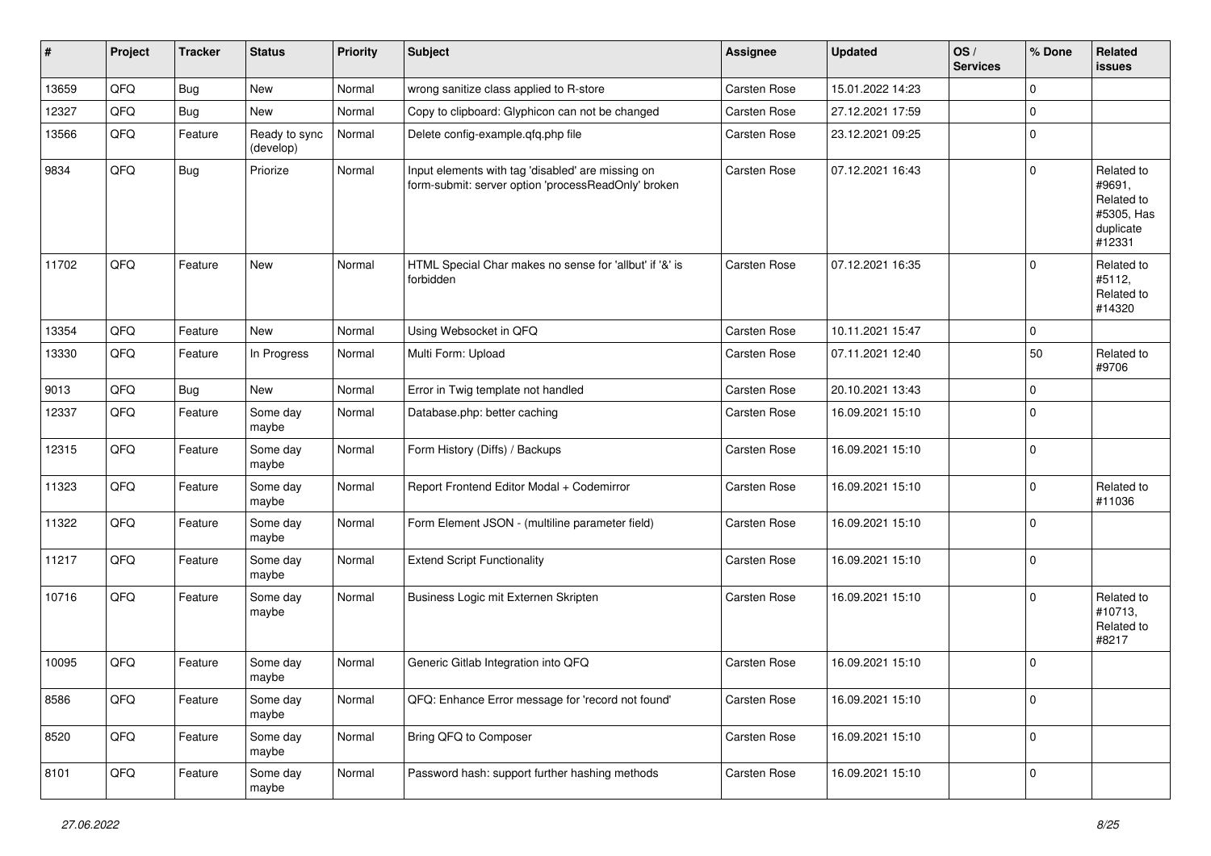| # | Project | Tracker | Status | Priority | Subject | Assignee | Updated | OS / Services | % Done | Related issues |
|---|---|---|---|---|---|---|---|---|---|---|
| 13659 | QFQ | Bug | New | Normal | wrong sanitize class applied to R-store | Carsten Rose | 15.01.2022 14:23 | | 0 | |
| 12327 | QFQ | Bug | New | Normal | Copy to clipboard: Glyphicon can not be changed | Carsten Rose | 27.12.2021 17:59 | | 0 | |
| 13566 | QFQ | Feature | Ready to sync (develop) | Normal | Delete config-example.qfq.php file | Carsten Rose | 23.12.2021 09:25 | | 0 | |
| 9834 | QFQ | Bug | Priorize | Normal | Input elements with tag 'disabled' are missing on form-submit: server option 'processReadOnly' broken | Carsten Rose | 07.12.2021 16:43 | | 0 | Related to #9691, Related to #5305, Has duplicate #12331 |
| 11702 | QFQ | Feature | New | Normal | HTML Special Char makes no sense for 'allbut' if '&' is forbidden | Carsten Rose | 07.12.2021 16:35 | | 0 | Related to #5112, Related to #14320 |
| 13354 | QFQ | Feature | New | Normal | Using Websocket in QFQ | Carsten Rose | 10.11.2021 15:47 | | 0 | |
| 13330 | QFQ | Feature | In Progress | Normal | Multi Form: Upload | Carsten Rose | 07.11.2021 12:40 | | 50 | Related to #9706 |
| 9013 | QFQ | Bug | New | Normal | Error in Twig template not handled | Carsten Rose | 20.10.2021 13:43 | | 0 | |
| 12337 | QFQ | Feature | Some day maybe | Normal | Database.php: better caching | Carsten Rose | 16.09.2021 15:10 | | 0 | |
| 12315 | QFQ | Feature | Some day maybe | Normal | Form History (Diffs) / Backups | Carsten Rose | 16.09.2021 15:10 | | 0 | |
| 11323 | QFQ | Feature | Some day maybe | Normal | Report Frontend Editor Modal + Codemirror | Carsten Rose | 16.09.2021 15:10 | | 0 | Related to #11036 |
| 11322 | QFQ | Feature | Some day maybe | Normal | Form Element JSON - (multiline parameter field) | Carsten Rose | 16.09.2021 15:10 | | 0 | |
| 11217 | QFQ | Feature | Some day maybe | Normal | Extend Script Functionality | Carsten Rose | 16.09.2021 15:10 | | 0 | |
| 10716 | QFQ | Feature | Some day maybe | Normal | Business Logic mit Externen Skripten | Carsten Rose | 16.09.2021 15:10 | | 0 | Related to #10713, Related to #8217 |
| 10095 | QFQ | Feature | Some day maybe | Normal | Generic Gitlab Integration into QFQ | Carsten Rose | 16.09.2021 15:10 | | 0 | |
| 8586 | QFQ | Feature | Some day maybe | Normal | QFQ: Enhance Error message for 'record not found' | Carsten Rose | 16.09.2021 15:10 | | 0 | |
| 8520 | QFQ | Feature | Some day maybe | Normal | Bring QFQ to Composer | Carsten Rose | 16.09.2021 15:10 | | 0 | |
| 8101 | QFQ | Feature | Some day maybe | Normal | Password hash: support further hashing methods | Carsten Rose | 16.09.2021 15:10 | | 0 | |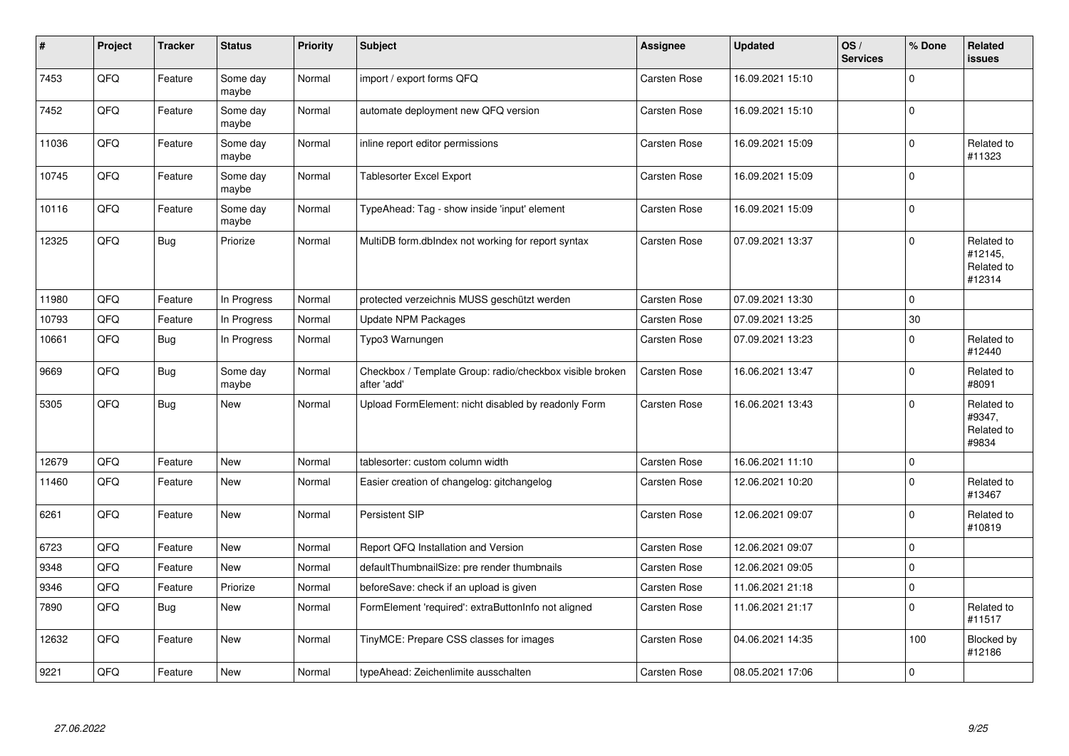| # | Project | Tracker | Status | Priority | Subject | Assignee | Updated | OS / Services | % Done | Related issues |
|---|---|---|---|---|---|---|---|---|---|---|
| 7453 | QFQ | Feature | Some day maybe | Normal | import / export forms QFQ | Carsten Rose | 16.09.2021 15:10 | | 0 | |
| 7452 | QFQ | Feature | Some day maybe | Normal | automate deployment new QFQ version | Carsten Rose | 16.09.2021 15:10 | | 0 | |
| 11036 | QFQ | Feature | Some day maybe | Normal | inline report editor permissions | Carsten Rose | 16.09.2021 15:09 | | 0 | Related to #11323 |
| 10745 | QFQ | Feature | Some day maybe | Normal | Tablesorter Excel Export | Carsten Rose | 16.09.2021 15:09 | | 0 | |
| 10116 | QFQ | Feature | Some day maybe | Normal | TypeAhead: Tag - show inside 'input' element | Carsten Rose | 16.09.2021 15:09 | | 0 | |
| 12325 | QFQ | Bug | Priorize | Normal | MultiDB form.dbIndex not working for report syntax | Carsten Rose | 07.09.2021 13:37 | | 0 | Related to #12145, Related to #12314 |
| 11980 | QFQ | Feature | In Progress | Normal | protected verzeichnis MUSS geschützt werden | Carsten Rose | 07.09.2021 13:30 | | 0 | |
| 10793 | QFQ | Feature | In Progress | Normal | Update NPM Packages | Carsten Rose | 07.09.2021 13:25 | | 30 | |
| 10661 | QFQ | Bug | In Progress | Normal | Typo3 Warnungen | Carsten Rose | 07.09.2021 13:23 | | 0 | Related to #12440 |
| 9669 | QFQ | Bug | Some day maybe | Normal | Checkbox / Template Group: radio/checkbox visible broken after 'add' | Carsten Rose | 16.06.2021 13:47 | | 0 | Related to #8091 |
| 5305 | QFQ | Bug | New | Normal | Upload FormElement: nicht disabled by readonly Form | Carsten Rose | 16.06.2021 13:43 | | 0 | Related to #9347, Related to #9834 |
| 12679 | QFQ | Feature | New | Normal | tablesorter: custom column width | Carsten Rose | 16.06.2021 11:10 | | 0 | |
| 11460 | QFQ | Feature | New | Normal | Easier creation of changelog: gitchangelog | Carsten Rose | 12.06.2021 10:20 | | 0 | Related to #13467 |
| 6261 | QFQ | Feature | New | Normal | Persistent SIP | Carsten Rose | 12.06.2021 09:07 | | 0 | Related to #10819 |
| 6723 | QFQ | Feature | New | Normal | Report QFQ Installation and Version | Carsten Rose | 12.06.2021 09:07 | | 0 | |
| 9348 | QFQ | Feature | New | Normal | defaultThumbnailSize: pre render thumbnails | Carsten Rose | 12.06.2021 09:05 | | 0 | |
| 9346 | QFQ | Feature | Priorize | Normal | beforeSave: check if an upload is given | Carsten Rose | 11.06.2021 21:18 | | 0 | |
| 7890 | QFQ | Bug | New | Normal | FormElement 'required': extraButtonInfo not aligned | Carsten Rose | 11.06.2021 21:17 | | 0 | Related to #11517 |
| 12632 | QFQ | Feature | New | Normal | TinyMCE: Prepare CSS classes for images | Carsten Rose | 04.06.2021 14:35 | | 100 | Blocked by #12186 |
| 9221 | QFQ | Feature | New | Normal | typeAhead: Zeichenlimite ausschalten | Carsten Rose | 08.05.2021 17:06 | | 0 | |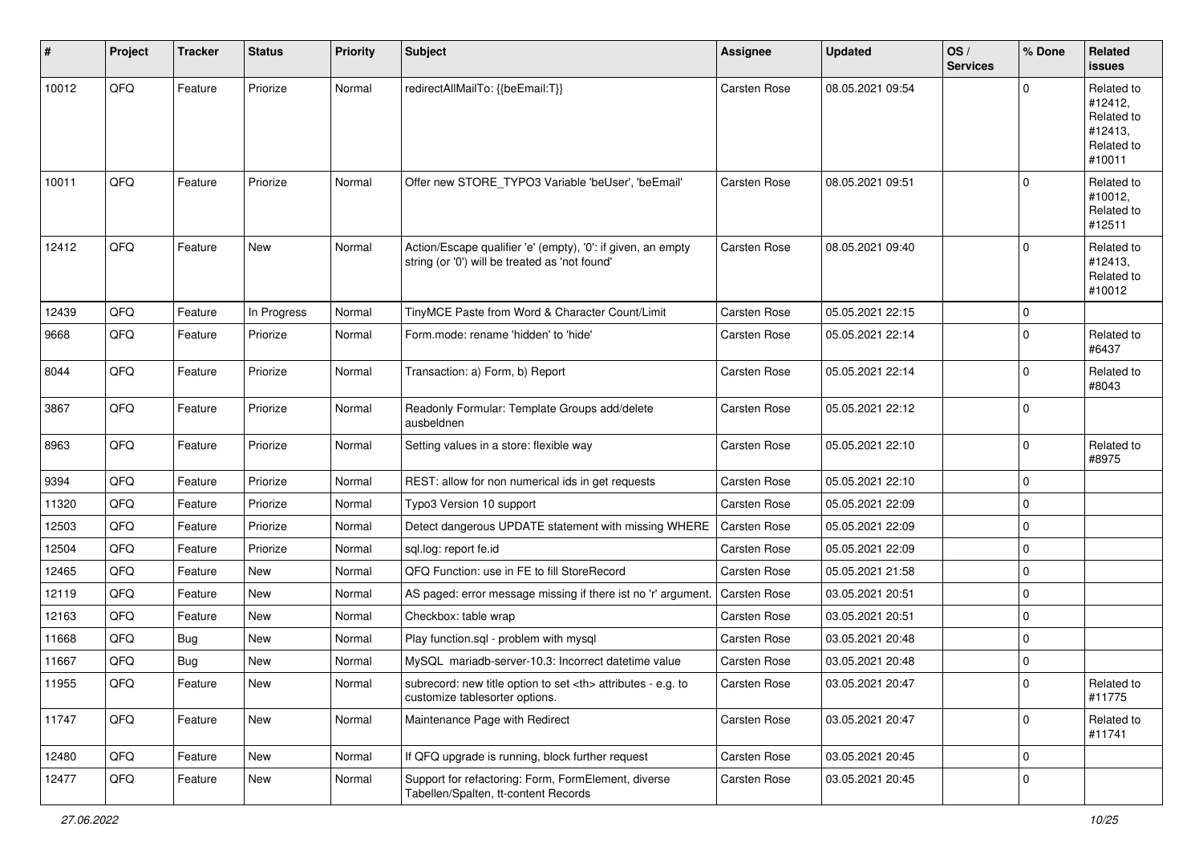| # | Project | Tracker | Status | Priority | Subject | Assignee | Updated | OS / Services | % Done | Related issues |
|---|---|---|---|---|---|---|---|---|---|---|
| 10012 | QFQ | Feature | Priorize | Normal | redirectAllMailTo: {{beEmail:T}} | Carsten Rose | 08.05.2021 09:54 | | 0 | Related to #12412, Related to #12413, Related to #10011 |
| 10011 | QFQ | Feature | Priorize | Normal | Offer new STORE_TYPO3 Variable 'beUser', 'beEmail' | Carsten Rose | 08.05.2021 09:51 | | 0 | Related to #10012, Related to #12511 |
| 12412 | QFQ | Feature | New | Normal | Action/Escape qualifier 'e' (empty), '0': if given, an empty string (or '0') will be treated as 'not found' | Carsten Rose | 08.05.2021 09:40 | | 0 | Related to #12413, Related to #10012 |
| 12439 | QFQ | Feature | In Progress | Normal | TinyMCE Paste from Word & Character Count/Limit | Carsten Rose | 05.05.2021 22:15 | | 0 | |
| 9668 | QFQ | Feature | Priorize | Normal | Form.mode: rename 'hidden' to 'hide' | Carsten Rose | 05.05.2021 22:14 | | 0 | Related to #6437 |
| 8044 | QFQ | Feature | Priorize | Normal | Transaction: a) Form, b) Report | Carsten Rose | 05.05.2021 22:14 | | 0 | Related to #8043 |
| 3867 | QFQ | Feature | Priorize | Normal | Readonly Formular: Template Groups add/delete ausbeldnen | Carsten Rose | 05.05.2021 22:12 | | 0 | |
| 8963 | QFQ | Feature | Priorize | Normal | Setting values in a store: flexible way | Carsten Rose | 05.05.2021 22:10 | | 0 | Related to #8975 |
| 9394 | QFQ | Feature | Priorize | Normal | REST: allow for non numerical ids in get requests | Carsten Rose | 05.05.2021 22:10 | | 0 | |
| 11320 | QFQ | Feature | Priorize | Normal | Typo3 Version 10 support | Carsten Rose | 05.05.2021 22:09 | | 0 | |
| 12503 | QFQ | Feature | Priorize | Normal | Detect dangerous UPDATE statement with missing WHERE | Carsten Rose | 05.05.2021 22:09 | | 0 | |
| 12504 | QFQ | Feature | Priorize | Normal | sql.log: report fe.id | Carsten Rose | 05.05.2021 22:09 | | 0 | |
| 12465 | QFQ | Feature | New | Normal | QFQ Function: use in FE to fill StoreRecord | Carsten Rose | 05.05.2021 21:58 | | 0 | |
| 12119 | QFQ | Feature | New | Normal | AS paged: error message missing if there ist no 'r' argument. | Carsten Rose | 03.05.2021 20:51 | | 0 | |
| 12163 | QFQ | Feature | New | Normal | Checkbox: table wrap | Carsten Rose | 03.05.2021 20:51 | | 0 | |
| 11668 | QFQ | Bug | New | Normal | Play function.sql - problem with mysql | Carsten Rose | 03.05.2021 20:48 | | 0 | |
| 11667 | QFQ | Bug | New | Normal | MySQL mariadb-server-10.3: Incorrect datetime value | Carsten Rose | 03.05.2021 20:48 | | 0 | |
| 11955 | QFQ | Feature | New | Normal | subrecord: new title option to set <th> attributes - e.g. to customize tablesorter options. | Carsten Rose | 03.05.2021 20:47 | | 0 | Related to #11775 |
| 11747 | QFQ | Feature | New | Normal | Maintenance Page with Redirect | Carsten Rose | 03.05.2021 20:47 | | 0 | Related to #11741 |
| 12480 | QFQ | Feature | New | Normal | If QFQ upgrade is running, block further request | Carsten Rose | 03.05.2021 20:45 | | 0 | |
| 12477 | QFQ | Feature | New | Normal | Support for refactoring: Form, FormElement, diverse Tabellen/Spalten, tt-content Records | Carsten Rose | 03.05.2021 20:45 | | 0 | |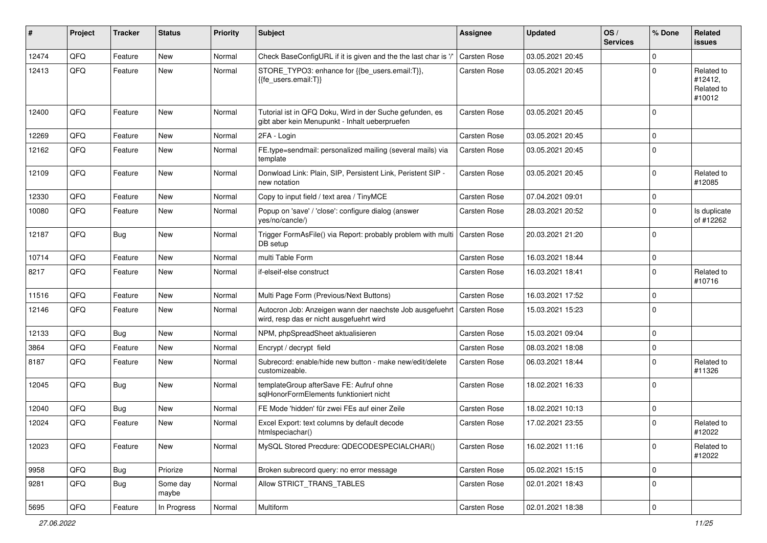| # | Project | Tracker | Status | Priority | Subject | Assignee | Updated | OS / Services | % Done | Related issues |
|---|---|---|---|---|---|---|---|---|---|---|
| 12474 | QFQ | Feature | New | Normal | Check BaseConfigURL if it is given and the the last char is '/' | Carsten Rose | 03.05.2021 20:45 | | 0 | |
| 12413 | QFQ | Feature | New | Normal | STORE_TYPO3: enhance for {{be_users.email:T}}, {{fe_users.email:T}} | Carsten Rose | 03.05.2021 20:45 | | 0 | Related to #12412, Related to #10012 |
| 12400 | QFQ | Feature | New | Normal | Tutorial ist in QFQ Doku, Wird in der Suche gefunden, es gibt aber kein Menupunkt - Inhalt ueberpruefen | Carsten Rose | 03.05.2021 20:45 | | 0 | |
| 12269 | QFQ | Feature | New | Normal | 2FA - Login | Carsten Rose | 03.05.2021 20:45 | | 0 | |
| 12162 | QFQ | Feature | New | Normal | FE.type=sendmail: personalized mailing (several mails) via template | Carsten Rose | 03.05.2021 20:45 | | 0 | |
| 12109 | QFQ | Feature | New | Normal | Donwload Link: Plain, SIP, Persistent Link, Peristent SIP - new notation | Carsten Rose | 03.05.2021 20:45 | | 0 | Related to #12085 |
| 12330 | QFQ | Feature | New | Normal | Copy to input field / text area / TinyMCE | Carsten Rose | 07.04.2021 09:01 | | 0 | |
| 10080 | QFQ | Feature | New | Normal | Popup on 'save' / 'close': configure dialog (answer yes/no/cancle/) | Carsten Rose | 28.03.2021 20:52 | | 0 | Is duplicate of #12262 |
| 12187 | QFQ | Bug | New | Normal | Trigger FormAsFile() via Report: probably problem with multi DB setup | Carsten Rose | 20.03.2021 21:20 | | 0 | |
| 10714 | QFQ | Feature | New | Normal | multi Table Form | Carsten Rose | 16.03.2021 18:44 | | 0 | |
| 8217 | QFQ | Feature | New | Normal | if-elseif-else construct | Carsten Rose | 16.03.2021 18:41 | | 0 | Related to #10716 |
| 11516 | QFQ | Feature | New | Normal | Multi Page Form (Previous/Next Buttons) | Carsten Rose | 16.03.2021 17:52 | | 0 | |
| 12146 | QFQ | Feature | New | Normal | Autocron Job: Anzeigen wann der naechste Job ausgefuehrt wird, resp das er nicht ausgefuehrt wird | Carsten Rose | 15.03.2021 15:23 | | 0 | |
| 12133 | QFQ | Bug | New | Normal | NPM, phpSpreadSheet aktualisieren | Carsten Rose | 15.03.2021 09:04 | | 0 | |
| 3864 | QFQ | Feature | New | Normal | Encrypt / decrypt field | Carsten Rose | 08.03.2021 18:08 | | 0 | |
| 8187 | QFQ | Feature | New | Normal | Subrecord: enable/hide new button - make new/edit/delete customizeable. | Carsten Rose | 06.03.2021 18:44 | | 0 | Related to #11326 |
| 12045 | QFQ | Bug | New | Normal | templateGroup afterSave FE: Aufruf ohne sqlHonorFormElements funktioniert nicht | Carsten Rose | 18.02.2021 16:33 | | 0 | |
| 12040 | QFQ | Bug | New | Normal | FE Mode 'hidden' für zwei FEs auf einer Zeile | Carsten Rose | 18.02.2021 10:13 | | 0 | |
| 12024 | QFQ | Feature | New | Normal | Excel Export: text columns by default decode htmlspeciachar() | Carsten Rose | 17.02.2021 23:55 | | 0 | Related to #12022 |
| 12023 | QFQ | Feature | New | Normal | MySQL Stored Precdure: QDECODESPECIALCHAR() | Carsten Rose | 16.02.2021 11:16 | | 0 | Related to #12022 |
| 9958 | QFQ | Bug | Priorize | Normal | Broken subrecord query: no error message | Carsten Rose | 05.02.2021 15:15 | | 0 | |
| 9281 | QFQ | Bug | Some day maybe | Normal | Allow STRICT_TRANS_TABLES | Carsten Rose | 02.01.2021 18:43 | | 0 | |
| 5695 | QFQ | Feature | In Progress | Normal | Multiform | Carsten Rose | 02.01.2021 18:38 | | 0 | |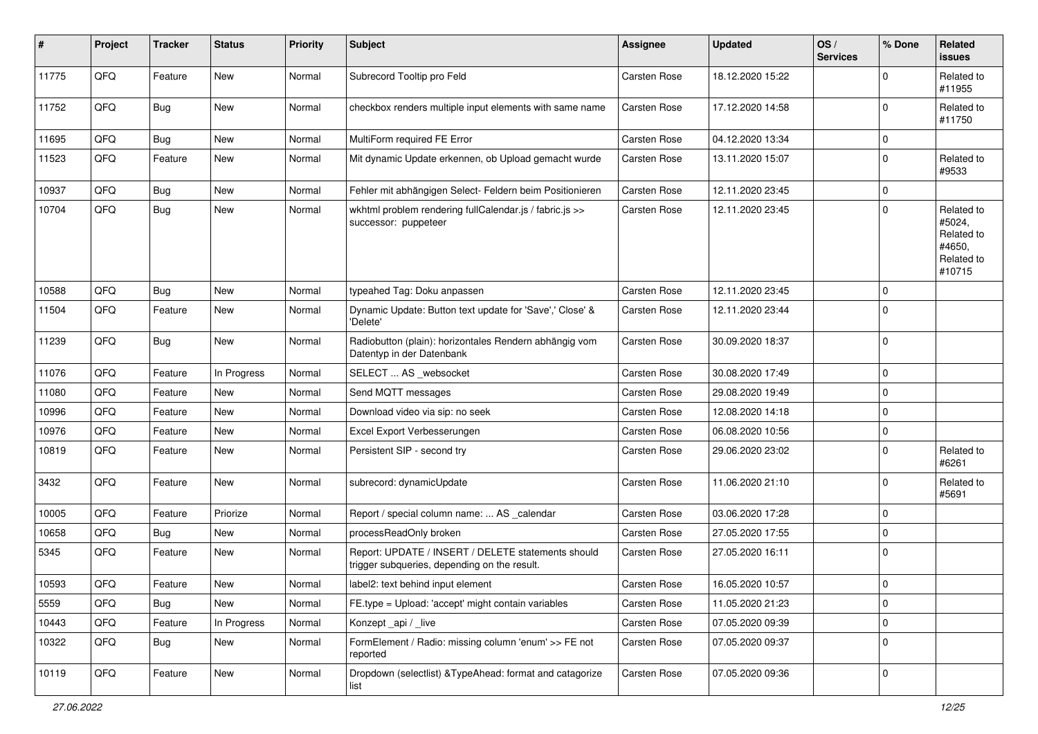| # | Project | Tracker | Status | Priority | Subject | Assignee | Updated | OS / Services | % Done | Related issues |
|---|---|---|---|---|---|---|---|---|---|---|
| 11775 | QFQ | Feature | New | Normal | Subrecord Tooltip pro Feld | Carsten Rose | 18.12.2020 15:22 | | 0 | Related to #11955 |
| 11752 | QFQ | Bug | New | Normal | checkbox renders multiple input elements with same name | Carsten Rose | 17.12.2020 14:58 | | 0 | Related to #11750 |
| 11695 | QFQ | Bug | New | Normal | MultiForm required FE Error | Carsten Rose | 04.12.2020 13:34 | | 0 | |
| 11523 | QFQ | Feature | New | Normal | Mit dynamic Update erkennen, ob Upload gemacht wurde | Carsten Rose | 13.11.2020 15:07 | | 0 | Related to #9533 |
| 10937 | QFQ | Bug | New | Normal | Fehler mit abhängigen Select- Feldern beim Positionieren | Carsten Rose | 12.11.2020 23:45 | | 0 | |
| 10704 | QFQ | Bug | New | Normal | wkhtml problem rendering fullCalendar.js / fabric.js >> successor: puppeteer | Carsten Rose | 12.11.2020 23:45 | | 0 | Related to #5024, Related to #4650, Related to #10715 |
| 10588 | QFQ | Bug | New | Normal | typeahed Tag: Doku anpassen | Carsten Rose | 12.11.2020 23:45 | | 0 | |
| 11504 | QFQ | Feature | New | Normal | Dynamic Update: Button text update for 'Save',' Close' & 'Delete' | Carsten Rose | 12.11.2020 23:44 | | 0 | |
| 11239 | QFQ | Bug | New | Normal | Radiobutton (plain): horizontales Rendern abhängig vom Datentyp in der Datenbank | Carsten Rose | 30.09.2020 18:37 | | 0 | |
| 11076 | QFQ | Feature | In Progress | Normal | SELECT ... AS _websocket | Carsten Rose | 30.08.2020 17:49 | | 0 | |
| 11080 | QFQ | Feature | New | Normal | Send MQTT messages | Carsten Rose | 29.08.2020 19:49 | | 0 | |
| 10996 | QFQ | Feature | New | Normal | Download video via sip: no seek | Carsten Rose | 12.08.2020 14:18 | | 0 | |
| 10976 | QFQ | Feature | New | Normal | Excel Export Verbesserungen | Carsten Rose | 06.08.2020 10:56 | | 0 | |
| 10819 | QFQ | Feature | New | Normal | Persistent SIP - second try | Carsten Rose | 29.06.2020 23:02 | | 0 | Related to #6261 |
| 3432 | QFQ | Feature | New | Normal | subrecord: dynamicUpdate | Carsten Rose | 11.06.2020 21:10 | | 0 | Related to #5691 |
| 10005 | QFQ | Feature | Priorize | Normal | Report / special column name: ... AS _calendar | Carsten Rose | 03.06.2020 17:28 | | 0 | |
| 10658 | QFQ | Bug | New | Normal | processReadOnly broken | Carsten Rose | 27.05.2020 17:55 | | 0 | |
| 5345 | QFQ | Feature | New | Normal | Report: UPDATE / INSERT / DELETE statements should trigger subqueries, depending on the result. | Carsten Rose | 27.05.2020 16:11 | | 0 | |
| 10593 | QFQ | Feature | New | Normal | label2: text behind input element | Carsten Rose | 16.05.2020 10:57 | | 0 | |
| 5559 | QFQ | Bug | New | Normal | FE.type = Upload: 'accept' might contain variables | Carsten Rose | 11.05.2020 21:23 | | 0 | |
| 10443 | QFQ | Feature | In Progress | Normal | Konzept _api / _live | Carsten Rose | 07.05.2020 09:39 | | 0 | |
| 10322 | QFQ | Bug | New | Normal | FormElement / Radio: missing column 'enum' >> FE not reported | Carsten Rose | 07.05.2020 09:37 | | 0 | |
| 10119 | QFQ | Feature | New | Normal | Dropdown (selectlist) &TypeAhead: format and catagorize list | Carsten Rose | 07.05.2020 09:36 | | 0 | |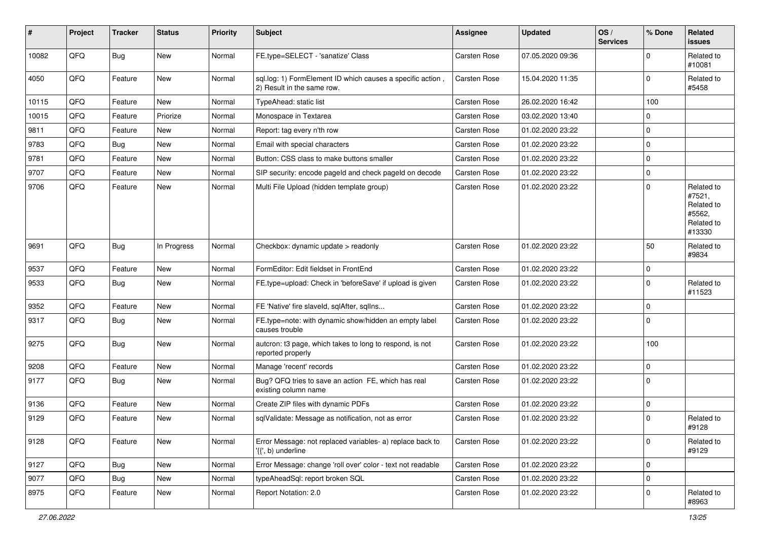| # | Project | Tracker | Status | Priority | Subject | Assignee | Updated | OS / Services | % Done | Related issues |
|---|---|---|---|---|---|---|---|---|---|---|
| 10082 | QFQ | Bug | New | Normal | FE.type=SELECT - 'sanatize' Class | Carsten Rose | 07.05.2020 09:36 | | 0 | Related to #10081 |
| 4050 | QFQ | Feature | New | Normal | sql.log: 1) FormElement ID which causes a specific action , 2) Result in the same row. | Carsten Rose | 15.04.2020 11:35 | | 0 | Related to #5458 |
| 10115 | QFQ | Feature | New | Normal | TypeAhead: static list | Carsten Rose | 26.02.2020 16:42 | | 100 | |
| 10015 | QFQ | Feature | Priorize | Normal | Monospace in Textarea | Carsten Rose | 03.02.2020 13:40 | | 0 | |
| 9811 | QFQ | Feature | New | Normal | Report: tag every n'th row | Carsten Rose | 01.02.2020 23:22 | | 0 | |
| 9783 | QFQ | Bug | New | Normal | Email with special characters | Carsten Rose | 01.02.2020 23:22 | | 0 | |
| 9781 | QFQ | Feature | New | Normal | Button: CSS class to make buttons smaller | Carsten Rose | 01.02.2020 23:22 | | 0 | |
| 9707 | QFQ | Feature | New | Normal | SIP security: encode pageId and check pageId on decode | Carsten Rose | 01.02.2020 23:22 | | 0 | |
| 9706 | QFQ | Feature | New | Normal | Multi File Upload (hidden template group) | Carsten Rose | 01.02.2020 23:22 | | 0 | Related to #7521, Related to #5562, Related to #13330 |
| 9691 | QFQ | Bug | In Progress | Normal | Checkbox: dynamic update > readonly | Carsten Rose | 01.02.2020 23:22 | | 50 | Related to #9834 |
| 9537 | QFQ | Feature | New | Normal | FormEditor: Edit fieldset in FrontEnd | Carsten Rose | 01.02.2020 23:22 | | 0 | |
| 9533 | QFQ | Bug | New | Normal | FE.type=upload: Check in 'beforeSave' if upload is given | Carsten Rose | 01.02.2020 23:22 | | 0 | Related to #11523 |
| 9352 | QFQ | Feature | New | Normal | FE 'Native' fire slaveId, sqlAfter, sqlIns... | Carsten Rose | 01.02.2020 23:22 | | 0 | |
| 9317 | QFQ | Bug | New | Normal | FE.type=note: with dynamic show/hidden an empty label causes trouble | Carsten Rose | 01.02.2020 23:22 | | 0 | |
| 9275 | QFQ | Bug | New | Normal | autcron: t3 page, which takes to long to respond, is not reported properly | Carsten Rose | 01.02.2020 23:22 | | 100 | |
| 9208 | QFQ | Feature | New | Normal | Manage 'recent' records | Carsten Rose | 01.02.2020 23:22 | | 0 | |
| 9177 | QFQ | Bug | New | Normal | Bug? QFQ tries to save an action FE, which has real existing column name | Carsten Rose | 01.02.2020 23:22 | | 0 | |
| 9136 | QFQ | Feature | New | Normal | Create ZIP files with dynamic PDFs | Carsten Rose | 01.02.2020 23:22 | | 0 | |
| 9129 | QFQ | Feature | New | Normal | sqlValidate: Message as notification, not as error | Carsten Rose | 01.02.2020 23:22 | | 0 | Related to #9128 |
| 9128 | QFQ | Feature | New | Normal | Error Message: not replaced variables- a) replace back to '{{', b) underline | Carsten Rose | 01.02.2020 23:22 | | 0 | Related to #9129 |
| 9127 | QFQ | Bug | New | Normal | Error Message: change 'roll over' color - text not readable | Carsten Rose | 01.02.2020 23:22 | | 0 | |
| 9077 | QFQ | Bug | New | Normal | typeAheadSql: report broken SQL | Carsten Rose | 01.02.2020 23:22 | | 0 | |
| 8975 | QFQ | Feature | New | Normal | Report Notation: 2.0 | Carsten Rose | 01.02.2020 23:22 | | 0 | Related to #8963 |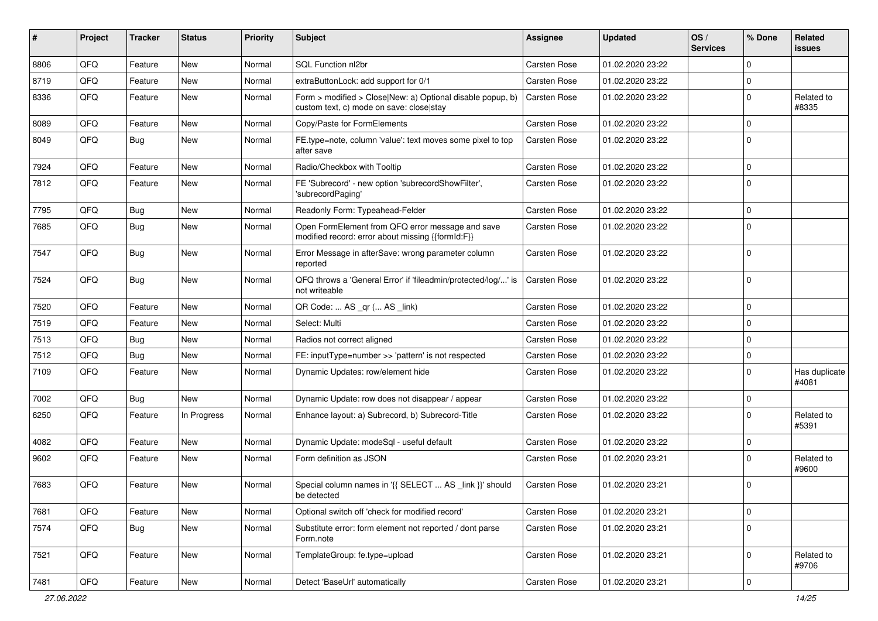| # | Project | Tracker | Status | Priority | Subject | Assignee | Updated | OS / Services | % Done | Related issues |
|---|---|---|---|---|---|---|---|---|---|---|
| 8806 | QFQ | Feature | New | Normal | SQL Function nl2br | Carsten Rose | 01.02.2020 23:22 | | 0 | |
| 8719 | QFQ | Feature | New | Normal | extraButtonLock: add support for 0/1 | Carsten Rose | 01.02.2020 23:22 | | 0 | |
| 8336 | QFQ | Feature | New | Normal | Form > modified > Close\|New: a) Optional disable popup, b) custom text, c) mode on save: close\|stay | Carsten Rose | 01.02.2020 23:22 | | 0 | Related to #8335 |
| 8089 | QFQ | Feature | New | Normal | Copy/Paste for FormElements | Carsten Rose | 01.02.2020 23:22 | | 0 | |
| 8049 | QFQ | Bug | New | Normal | FE.type=note, column 'value': text moves some pixel to top after save | Carsten Rose | 01.02.2020 23:22 | | 0 | |
| 7924 | QFQ | Feature | New | Normal | Radio/Checkbox with Tooltip | Carsten Rose | 01.02.2020 23:22 | | 0 | |
| 7812 | QFQ | Feature | New | Normal | FE 'Subrecord' - new option 'subrecordShowFilter', 'subrecordPaging' | Carsten Rose | 01.02.2020 23:22 | | 0 | |
| 7795 | QFQ | Bug | New | Normal | Readonly Form: Typeahead-Felder | Carsten Rose | 01.02.2020 23:22 | | 0 | |
| 7685 | QFQ | Bug | New | Normal | Open FormElement from QFQ error message and save modified record: error about missing {{formId:F}} | Carsten Rose | 01.02.2020 23:22 | | 0 | |
| 7547 | QFQ | Bug | New | Normal | Error Message in afterSave: wrong parameter column reported | Carsten Rose | 01.02.2020 23:22 | | 0 | |
| 7524 | QFQ | Bug | New | Normal | QFQ throws a 'General Error' if 'fileadmin/protected/log/...' is not writeable | Carsten Rose | 01.02.2020 23:22 | | 0 | |
| 7520 | QFQ | Feature | New | Normal | QR Code: ... AS _qr ( ... AS _link) | Carsten Rose | 01.02.2020 23:22 | | 0 | |
| 7519 | QFQ | Feature | New | Normal | Select: Multi | Carsten Rose | 01.02.2020 23:22 | | 0 | |
| 7513 | QFQ | Bug | New | Normal | Radios not correct aligned | Carsten Rose | 01.02.2020 23:22 | | 0 | |
| 7512 | QFQ | Bug | New | Normal | FE: inputType=number >> 'pattern' is not respected | Carsten Rose | 01.02.2020 23:22 | | 0 | |
| 7109 | QFQ | Feature | New | Normal | Dynamic Updates: row/element hide | Carsten Rose | 01.02.2020 23:22 | | 0 | Has duplicate #4081 |
| 7002 | QFQ | Bug | New | Normal | Dynamic Update: row does not disappear / appear | Carsten Rose | 01.02.2020 23:22 | | 0 | |
| 6250 | QFQ | Feature | In Progress | Normal | Enhance layout: a) Subrecord, b) Subrecord-Title | Carsten Rose | 01.02.2020 23:22 | | 0 | Related to #5391 |
| 4082 | QFQ | Feature | New | Normal | Dynamic Update: modeSql - useful default | Carsten Rose | 01.02.2020 23:22 | | 0 | |
| 9602 | QFQ | Feature | New | Normal | Form definition as JSON | Carsten Rose | 01.02.2020 23:21 | | 0 | Related to #9600 |
| 7683 | QFQ | Feature | New | Normal | Special column names in '{{ SELECT ... AS _link }}' should be detected | Carsten Rose | 01.02.2020 23:21 | | 0 | |
| 7681 | QFQ | Feature | New | Normal | Optional switch off 'check for modified record' | Carsten Rose | 01.02.2020 23:21 | | 0 | |
| 7574 | QFQ | Bug | New | Normal | Substitute error: form element not reported / dont parse Form.note | Carsten Rose | 01.02.2020 23:21 | | 0 | |
| 7521 | QFQ | Feature | New | Normal | TemplateGroup: fe.type=upload | Carsten Rose | 01.02.2020 23:21 | | 0 | Related to #9706 |
| 7481 | QFQ | Feature | New | Normal | Detect 'BaseUrl' automatically | Carsten Rose | 01.02.2020 23:21 | | 0 | |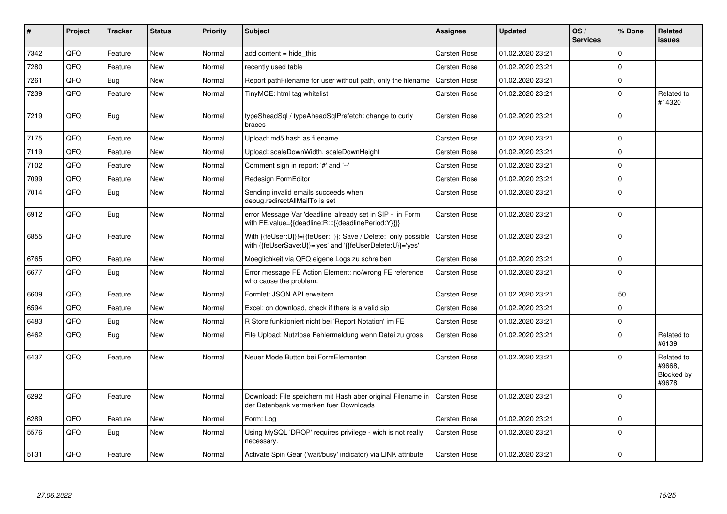| # | Project | Tracker | Status | Priority | Subject | Assignee | Updated | OS / Services | % Done | Related issues |
|---|---|---|---|---|---|---|---|---|---|---|
| 7342 | QFQ | Feature | New | Normal | add content = hide_this | Carsten Rose | 01.02.2020 23:21 | | 0 | |
| 7280 | QFQ | Feature | New | Normal | recently used table | Carsten Rose | 01.02.2020 23:21 | | 0 | |
| 7261 | QFQ | Bug | New | Normal | Report pathFilename for user without path, only the filename | Carsten Rose | 01.02.2020 23:21 | | 0 | |
| 7239 | QFQ | Feature | New | Normal | TinyMCE: html tag whitelist | Carsten Rose | 01.02.2020 23:21 | | 0 | Related to #14320 |
| 7219 | QFQ | Bug | New | Normal | typeSheadSql / typeAheadSqlPrefetch: change to curly braces | Carsten Rose | 01.02.2020 23:21 | | 0 | |
| 7175 | QFQ | Feature | New | Normal | Upload: md5 hash as filename | Carsten Rose | 01.02.2020 23:21 | | 0 | |
| 7119 | QFQ | Feature | New | Normal | Upload: scaleDownWidth, scaleDownHeight | Carsten Rose | 01.02.2020 23:21 | | 0 | |
| 7102 | QFQ | Feature | New | Normal | Comment sign in report: '#' and '--' | Carsten Rose | 01.02.2020 23:21 | | 0 | |
| 7099 | QFQ | Feature | New | Normal | Redesign FormEditor | Carsten Rose | 01.02.2020 23:21 | | 0 | |
| 7014 | QFQ | Bug | New | Normal | Sending invalid emails succeeds when debug.redirectAllMailTo is set | Carsten Rose | 01.02.2020 23:21 | | 0 | |
| 6912 | QFQ | Bug | New | Normal | error Message Var 'deadline' already set in SIP - in Form with FE.value={{deadline:R:::{{deadlinePeriod:Y}}}} | Carsten Rose | 01.02.2020 23:21 | | 0 | |
| 6855 | QFQ | Feature | New | Normal | With {{feUser:U}}!={{feUser:T}}: Save / Delete: only possible with {{feUserSave:U}}='yes' and '{{feUserDelete:U}}='yes' | Carsten Rose | 01.02.2020 23:21 | | 0 | |
| 6765 | QFQ | Feature | New | Normal | Moeglichkeit via QFQ eigene Logs zu schreiben | Carsten Rose | 01.02.2020 23:21 | | 0 | |
| 6677 | QFQ | Bug | New | Normal | Error message FE Action Element: no/wrong FE reference who cause the problem. | Carsten Rose | 01.02.2020 23:21 | | 0 | |
| 6609 | QFQ | Feature | New | Normal | Formlet: JSON API erweitern | Carsten Rose | 01.02.2020 23:21 | | 50 | |
| 6594 | QFQ | Feature | New | Normal | Excel: on download, check if there is a valid sip | Carsten Rose | 01.02.2020 23:21 | | 0 | |
| 6483 | QFQ | Bug | New | Normal | R Store funktioniert nicht bei 'Report Notation' im FE | Carsten Rose | 01.02.2020 23:21 | | 0 | |
| 6462 | QFQ | Bug | New | Normal | File Upload: Nutzlose Fehlermeldung wenn Datei zu gross | Carsten Rose | 01.02.2020 23:21 | | 0 | Related to #6139 |
| 6437 | QFQ | Feature | New | Normal | Neuer Mode Button bei FormElementen | Carsten Rose | 01.02.2020 23:21 | | 0 | Related to #9668, Blocked by #9678 |
| 6292 | QFQ | Feature | New | Normal | Download: File speichern mit Hash aber original Filename in der Datenbank vermerken fuer Downloads | Carsten Rose | 01.02.2020 23:21 | | 0 | |
| 6289 | QFQ | Feature | New | Normal | Form: Log | Carsten Rose | 01.02.2020 23:21 | | 0 | |
| 5576 | QFQ | Bug | New | Normal | Using MySQL 'DROP' requires privilege - wich is not really necessary. | Carsten Rose | 01.02.2020 23:21 | | 0 | |
| 5131 | QFQ | Feature | New | Normal | Activate Spin Gear ('wait/busy' indicator) via LINK attribute | Carsten Rose | 01.02.2020 23:21 | | 0 | |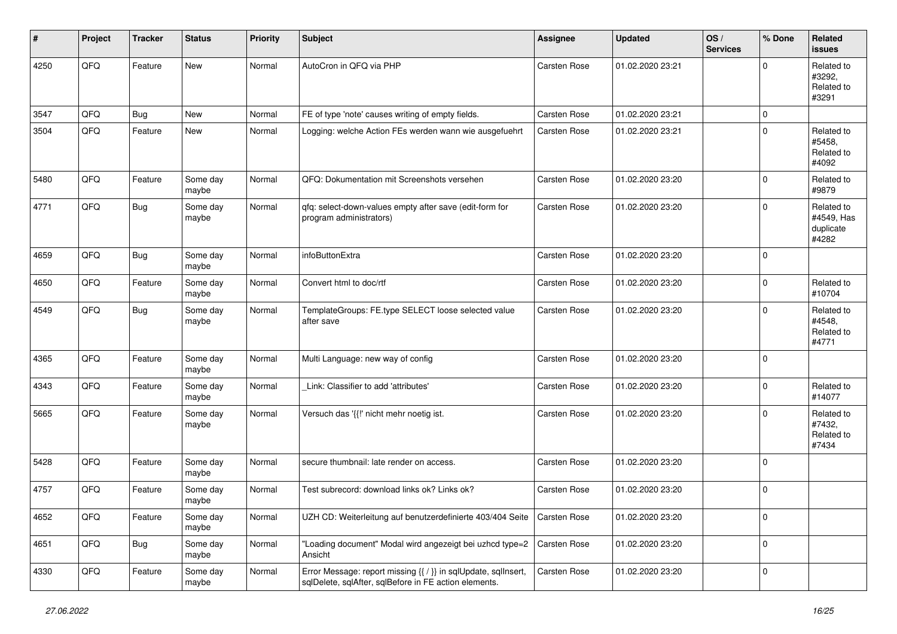| # | Project | Tracker | Status | Priority | Subject | Assignee | Updated | OS / Services | % Done | Related issues |
|---|---|---|---|---|---|---|---|---|---|---|
| 4250 | QFQ | Feature | New | Normal | AutoCron in QFQ via PHP | Carsten Rose | 01.02.2020 23:21 | | 0 | Related to #3292, Related to #3291 |
| 3547 | QFQ | Bug | New | Normal | FE of type 'note' causes writing of empty fields. | Carsten Rose | 01.02.2020 23:21 | | 0 | |
| 3504 | QFQ | Feature | New | Normal | Logging: welche Action FEs werden wann wie ausgefuehrt | Carsten Rose | 01.02.2020 23:21 | | 0 | Related to #5458, Related to #4092 |
| 5480 | QFQ | Feature | Some day maybe | Normal | QFQ: Dokumentation mit Screenshots versehen | Carsten Rose | 01.02.2020 23:20 | | 0 | Related to #9879 |
| 4771 | QFQ | Bug | Some day maybe | Normal | qfq: select-down-values empty after save (edit-form for program administrators) | Carsten Rose | 01.02.2020 23:20 | | 0 | Related to #4549, Has duplicate #4282 |
| 4659 | QFQ | Bug | Some day maybe | Normal | infoButtonExtra | Carsten Rose | 01.02.2020 23:20 | | 0 | |
| 4650 | QFQ | Feature | Some day maybe | Normal | Convert html to doc/rtf | Carsten Rose | 01.02.2020 23:20 | | 0 | Related to #10704 |
| 4549 | QFQ | Bug | Some day maybe | Normal | TemplateGroups: FE.type SELECT loose selected value after save | Carsten Rose | 01.02.2020 23:20 | | 0 | Related to #4548, Related to #4771 |
| 4365 | QFQ | Feature | Some day maybe | Normal | Multi Language: new way of config | Carsten Rose | 01.02.2020 23:20 | | 0 | |
| 4343 | QFQ | Feature | Some day maybe | Normal | _Link: Classifier to add 'attributes' | Carsten Rose | 01.02.2020 23:20 | | 0 | Related to #14077 |
| 5665 | QFQ | Feature | Some day maybe | Normal | Versuch das '{{!' nicht mehr noetig ist. | Carsten Rose | 01.02.2020 23:20 | | 0 | Related to #7432, Related to #7434 |
| 5428 | QFQ | Feature | Some day maybe | Normal | secure thumbnail: late render on access. | Carsten Rose | 01.02.2020 23:20 | | 0 | |
| 4757 | QFQ | Feature | Some day maybe | Normal | Test subrecord: download links ok? Links ok? | Carsten Rose | 01.02.2020 23:20 | | 0 | |
| 4652 | QFQ | Feature | Some day maybe | Normal | UZH CD: Weiterleitung auf benutzerdefinierte 403/404 Seite | Carsten Rose | 01.02.2020 23:20 | | 0 | |
| 4651 | QFQ | Bug | Some day maybe | Normal | "Loading document" Modal wird angezeigt bei uzhcd type=2 Ansicht | Carsten Rose | 01.02.2020 23:20 | | 0 | |
| 4330 | QFQ | Feature | Some day maybe | Normal | Error Message: report missing {{ / }} in sqlUpdate, sqlInsert, sqlDelete, sqlAfter, sqlBefore in FE action elements. | Carsten Rose | 01.02.2020 23:20 | | 0 | |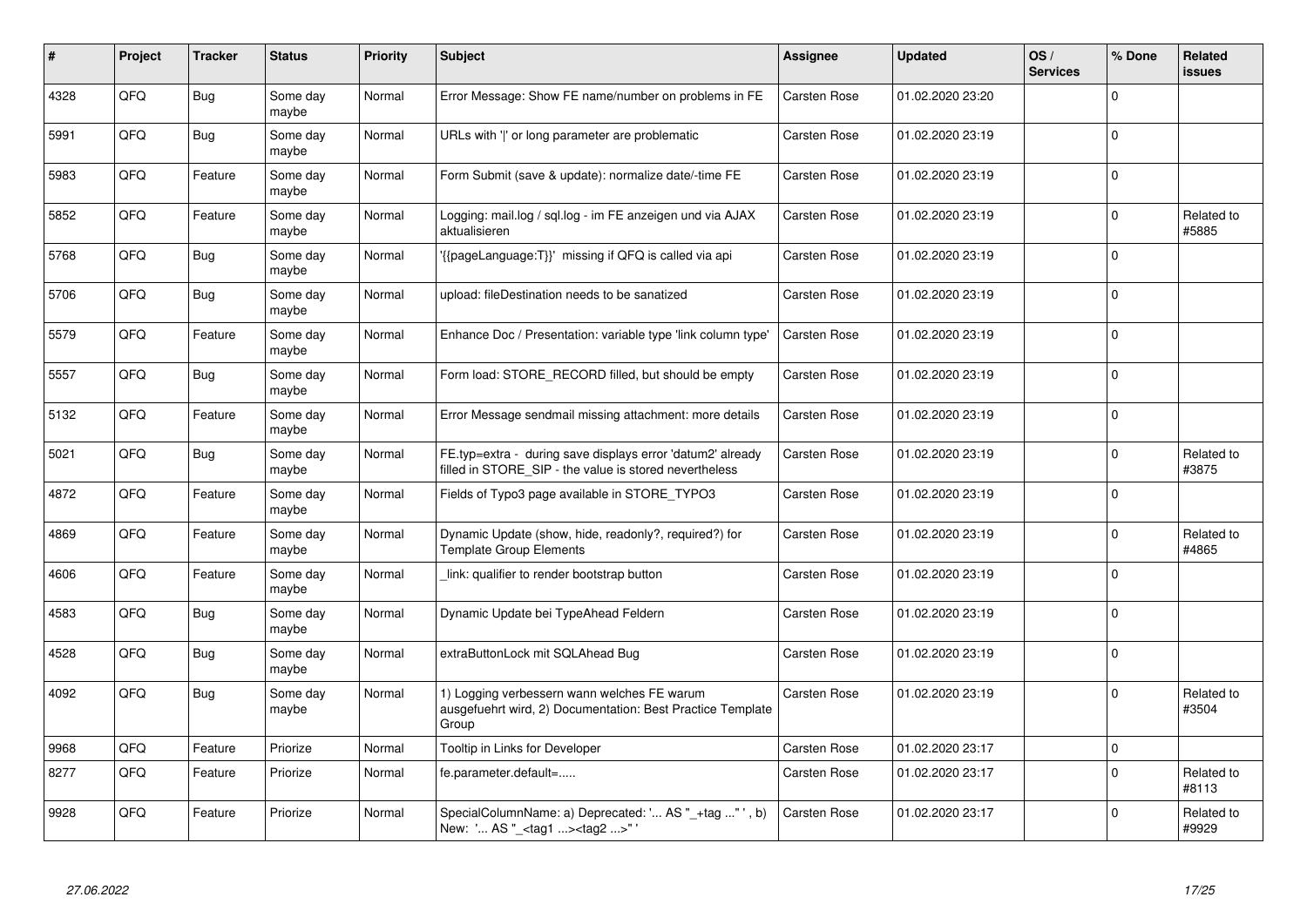| # | Project | Tracker | Status | Priority | Subject | Assignee | Updated | OS / Services | % Done | Related issues |
|---|---|---|---|---|---|---|---|---|---|---|
| 4328 | QFQ | Bug | Some day maybe | Normal | Error Message: Show FE name/number on problems in FE | Carsten Rose | 01.02.2020 23:20 | | 0 | |
| 5991 | QFQ | Bug | Some day maybe | Normal | URLs with '\|' or long parameter are problematic | Carsten Rose | 01.02.2020 23:19 | | 0 | |
| 5983 | QFQ | Feature | Some day maybe | Normal | Form Submit (save & update): normalize date/-time FE | Carsten Rose | 01.02.2020 23:19 | | 0 | |
| 5852 | QFQ | Feature | Some day maybe | Normal | Logging: mail.log / sql.log - im FE anzeigen und via AJAX aktualisieren | Carsten Rose | 01.02.2020 23:19 | | 0 | Related to #5885 |
| 5768 | QFQ | Bug | Some day maybe | Normal | '{{pageLanguage:T}}' missing if QFQ is called via api | Carsten Rose | 01.02.2020 23:19 | | 0 | |
| 5706 | QFQ | Bug | Some day maybe | Normal | upload: fileDestination needs to be sanatized | Carsten Rose | 01.02.2020 23:19 | | 0 | |
| 5579 | QFQ | Feature | Some day maybe | Normal | Enhance Doc / Presentation: variable type 'link column type' | Carsten Rose | 01.02.2020 23:19 | | 0 | |
| 5557 | QFQ | Bug | Some day maybe | Normal | Form load: STORE_RECORD filled, but should be empty | Carsten Rose | 01.02.2020 23:19 | | 0 | |
| 5132 | QFQ | Feature | Some day maybe | Normal | Error Message sendmail missing attachment: more details | Carsten Rose | 01.02.2020 23:19 | | 0 | |
| 5021 | QFQ | Bug | Some day maybe | Normal | FE.typ=extra - during save displays error 'datum2' already filled in STORE_SIP - the value is stored nevertheless | Carsten Rose | 01.02.2020 23:19 | | 0 | Related to #3875 |
| 4872 | QFQ | Feature | Some day maybe | Normal | Fields of Typo3 page available in STORE_TYPO3 | Carsten Rose | 01.02.2020 23:19 | | 0 | |
| 4869 | QFQ | Feature | Some day maybe | Normal | Dynamic Update (show, hide, readonly?, required?) for Template Group Elements | Carsten Rose | 01.02.2020 23:19 | | 0 | Related to #4865 |
| 4606 | QFQ | Feature | Some day maybe | Normal | _link: qualifier to render bootstrap button | Carsten Rose | 01.02.2020 23:19 | | 0 | |
| 4583 | QFQ | Bug | Some day maybe | Normal | Dynamic Update bei TypeAhead Feldern | Carsten Rose | 01.02.2020 23:19 | | 0 | |
| 4528 | QFQ | Bug | Some day maybe | Normal | extraButtonLock mit SQLAhead Bug | Carsten Rose | 01.02.2020 23:19 | | 0 | |
| 4092 | QFQ | Bug | Some day maybe | Normal | 1) Logging verbessern wann welches FE warum ausgefuehrt wird, 2) Documentation: Best Practice Template Group | Carsten Rose | 01.02.2020 23:19 | | 0 | Related to #3504 |
| 9968 | QFQ | Feature | Priorize | Normal | Tooltip in Links for Developer | Carsten Rose | 01.02.2020 23:17 | | 0 | |
| 8277 | QFQ | Feature | Priorize | Normal | fe.parameter.default=..... | Carsten Rose | 01.02.2020 23:17 | | 0 | Related to #8113 |
| 9928 | QFQ | Feature | Priorize | Normal | SpecialColumnName: a) Deprecated: '... AS "_+tag ..." ', b) New: '... AS "_<tag1 ...><tag2 ...>" ' | Carsten Rose | 01.02.2020 23:17 | | 0 | Related to #9929 |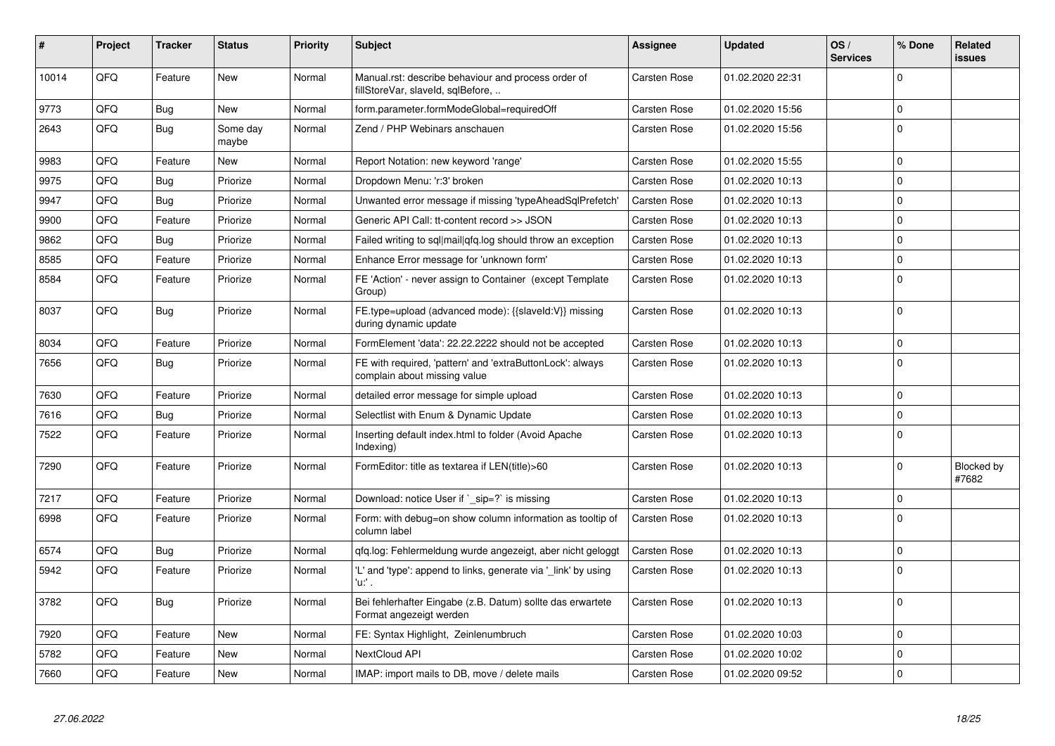| # | Project | Tracker | Status | Priority | Subject | Assignee | Updated | OS / Services | % Done | Related issues |
|---|---|---|---|---|---|---|---|---|---|---|
| 10014 | QFQ | Feature | New | Normal | Manual.rst: describe behaviour and process order of fillStoreVar, slaveId, sqlBefore, .. | Carsten Rose | 01.02.2020 22:31 | | 0 | |
| 9773 | QFQ | Bug | New | Normal | form.parameter.formModeGlobal=requiredOff | Carsten Rose | 01.02.2020 15:56 | | 0 | |
| 2643 | QFQ | Bug | Some day maybe | Normal | Zend / PHP Webinars anschauen | Carsten Rose | 01.02.2020 15:56 | | 0 | |
| 9983 | QFQ | Feature | New | Normal | Report Notation: new keyword 'range' | Carsten Rose | 01.02.2020 15:55 | | 0 | |
| 9975 | QFQ | Bug | Priorize | Normal | Dropdown Menu: 'r:3' broken | Carsten Rose | 01.02.2020 10:13 | | 0 | |
| 9947 | QFQ | Bug | Priorize | Normal | Unwanted error message if missing 'typeAheadSqlPrefetch' | Carsten Rose | 01.02.2020 10:13 | | 0 | |
| 9900 | QFQ | Feature | Priorize | Normal | Generic API Call: tt-content record >> JSON | Carsten Rose | 01.02.2020 10:13 | | 0 | |
| 9862 | QFQ | Bug | Priorize | Normal | Failed writing to sql\|mail\|qfq.log should throw an exception | Carsten Rose | 01.02.2020 10:13 | | 0 | |
| 8585 | QFQ | Feature | Priorize | Normal | Enhance Error message for 'unknown form' | Carsten Rose | 01.02.2020 10:13 | | 0 | |
| 8584 | QFQ | Feature | Priorize | Normal | FE 'Action' - never assign to Container (except Template Group) | Carsten Rose | 01.02.2020 10:13 | | 0 | |
| 8037 | QFQ | Bug | Priorize | Normal | FE.type=upload (advanced mode): {{slaveId:V}} missing during dynamic update | Carsten Rose | 01.02.2020 10:13 | | 0 | |
| 8034 | QFQ | Feature | Priorize | Normal | FormElement 'data': 22.22.2222 should not be accepted | Carsten Rose | 01.02.2020 10:13 | | 0 | |
| 7656 | QFQ | Bug | Priorize | Normal | FE with required, 'pattern' and 'extraButtonLock': always complain about missing value | Carsten Rose | 01.02.2020 10:13 | | 0 | |
| 7630 | QFQ | Feature | Priorize | Normal | detailed error message for simple upload | Carsten Rose | 01.02.2020 10:13 | | 0 | |
| 7616 | QFQ | Bug | Priorize | Normal | Selectlist with Enum & Dynamic Update | Carsten Rose | 01.02.2020 10:13 | | 0 | |
| 7522 | QFQ | Feature | Priorize | Normal | Inserting default index.html to folder (Avoid Apache Indexing) | Carsten Rose | 01.02.2020 10:13 | | 0 | |
| 7290 | QFQ | Feature | Priorize | Normal | FormEditor: title as textarea if LEN(title)>60 | Carsten Rose | 01.02.2020 10:13 | | 0 | Blocked by #7682 |
| 7217 | QFQ | Feature | Priorize | Normal | Download: notice User if `_sip=?` is missing | Carsten Rose | 01.02.2020 10:13 | | 0 | |
| 6998 | QFQ | Feature | Priorize | Normal | Form: with debug=on show column information as tooltip of column label | Carsten Rose | 01.02.2020 10:13 | | 0 | |
| 6574 | QFQ | Bug | Priorize | Normal | qfq.log: Fehlermeldung wurde angezeigt, aber nicht geloggt | Carsten Rose | 01.02.2020 10:13 | | 0 | |
| 5942 | QFQ | Feature | Priorize | Normal | 'L' and 'type': append to links, generate via '_link' by using 'u:' . | Carsten Rose | 01.02.2020 10:13 | | 0 | |
| 3782 | QFQ | Bug | Priorize | Normal | Bei fehlerhafter Eingabe (z.B. Datum) sollte das erwartete Format angezeigt werden | Carsten Rose | 01.02.2020 10:13 | | 0 | |
| 7920 | QFQ | Feature | New | Normal | FE: Syntax Highlight, Zeinlenumbruch | Carsten Rose | 01.02.2020 10:03 | | 0 | |
| 5782 | QFQ | Feature | New | Normal | NextCloud API | Carsten Rose | 01.02.2020 10:02 | | 0 | |
| 7660 | QFQ | Feature | New | Normal | IMAP: import mails to DB, move / delete mails | Carsten Rose | 01.02.2020 09:52 | | 0 | |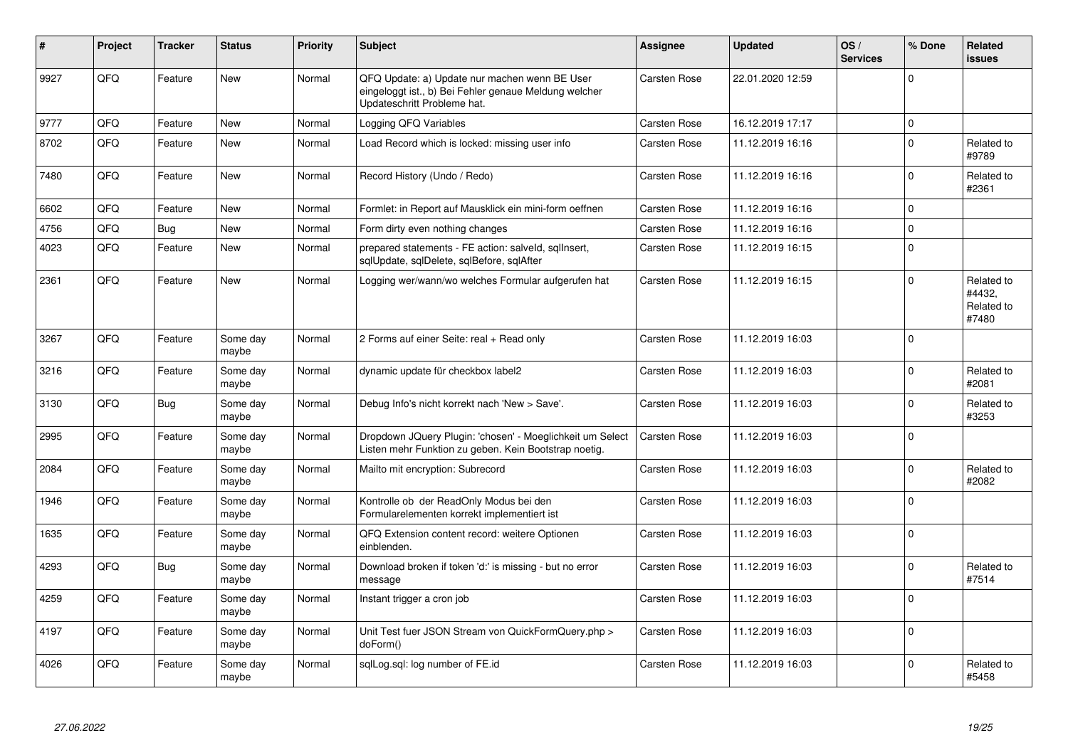| # | Project | Tracker | Status | Priority | Subject | Assignee | Updated | OS / Services | % Done | Related issues |
|---|---|---|---|---|---|---|---|---|---|---|
| 9927 | QFQ | Feature | New | Normal | QFQ Update: a) Update nur machen wenn BE User eingeloggt ist., b) Bei Fehler genaue Meldung welcher Updateschritt Probleme hat. | Carsten Rose | 22.01.2020 12:59 | | 0 | |
| 9777 | QFQ | Feature | New | Normal | Logging QFQ Variables | Carsten Rose | 16.12.2019 17:17 | | 0 | |
| 8702 | QFQ | Feature | New | Normal | Load Record which is locked: missing user info | Carsten Rose | 11.12.2019 16:16 | | 0 | Related to #9789 |
| 7480 | QFQ | Feature | New | Normal | Record History (Undo / Redo) | Carsten Rose | 11.12.2019 16:16 | | 0 | Related to #2361 |
| 6602 | QFQ | Feature | New | Normal | Formlet: in Report auf Mausklick ein mini-form oeffnen | Carsten Rose | 11.12.2019 16:16 | | 0 | |
| 4756 | QFQ | Bug | New | Normal | Form dirty even nothing changes | Carsten Rose | 11.12.2019 16:16 | | 0 | |
| 4023 | QFQ | Feature | New | Normal | prepared statements - FE action: salveld, sqlInsert, sqlUpdate, sqlDelete, sqlBefore, sqlAfter | Carsten Rose | 11.12.2019 16:15 | | 0 | |
| 2361 | QFQ | Feature | New | Normal | Logging wer/wann/wo welches Formular aufgerufen hat | Carsten Rose | 11.12.2019 16:15 | | 0 | Related to #4432, Related to #7480 |
| 3267 | QFQ | Feature | Some day maybe | Normal | 2 Forms auf einer Seite: real + Read only | Carsten Rose | 11.12.2019 16:03 | | 0 | |
| 3216 | QFQ | Feature | Some day maybe | Normal | dynamic update für checkbox label2 | Carsten Rose | 11.12.2019 16:03 | | 0 | Related to #2081 |
| 3130 | QFQ | Bug | Some day maybe | Normal | Debug Info's nicht korrekt nach 'New > Save'. | Carsten Rose | 11.12.2019 16:03 | | 0 | Related to #3253 |
| 2995 | QFQ | Feature | Some day maybe | Normal | Dropdown JQuery Plugin: 'chosen' - Moeglichkeit um Select Listen mehr Funktion zu geben. Kein Bootstrap noetig. | Carsten Rose | 11.12.2019 16:03 | | 0 | |
| 2084 | QFQ | Feature | Some day maybe | Normal | Mailto mit encryption: Subrecord | Carsten Rose | 11.12.2019 16:03 | | 0 | Related to #2082 |
| 1946 | QFQ | Feature | Some day maybe | Normal | Kontrolle ob der ReadOnly Modus bei den Formularelementen korrekt implementiert ist | Carsten Rose | 11.12.2019 16:03 | | 0 | |
| 1635 | QFQ | Feature | Some day maybe | Normal | QFQ Extension content record: weitere Optionen einblenden. | Carsten Rose | 11.12.2019 16:03 | | 0 | |
| 4293 | QFQ | Bug | Some day maybe | Normal | Download broken if token 'd:' is missing - but no error message | Carsten Rose | 11.12.2019 16:03 | | 0 | Related to #7514 |
| 4259 | QFQ | Feature | Some day maybe | Normal | Instant trigger a cron job | Carsten Rose | 11.12.2019 16:03 | | 0 | |
| 4197 | QFQ | Feature | Some day maybe | Normal | Unit Test fuer JSON Stream von QuickFormQuery.php > doForm() | Carsten Rose | 11.12.2019 16:03 | | 0 | |
| 4026 | QFQ | Feature | Some day maybe | Normal | sqlLog.sql: log number of FE.id | Carsten Rose | 11.12.2019 16:03 | | 0 | Related to #5458 |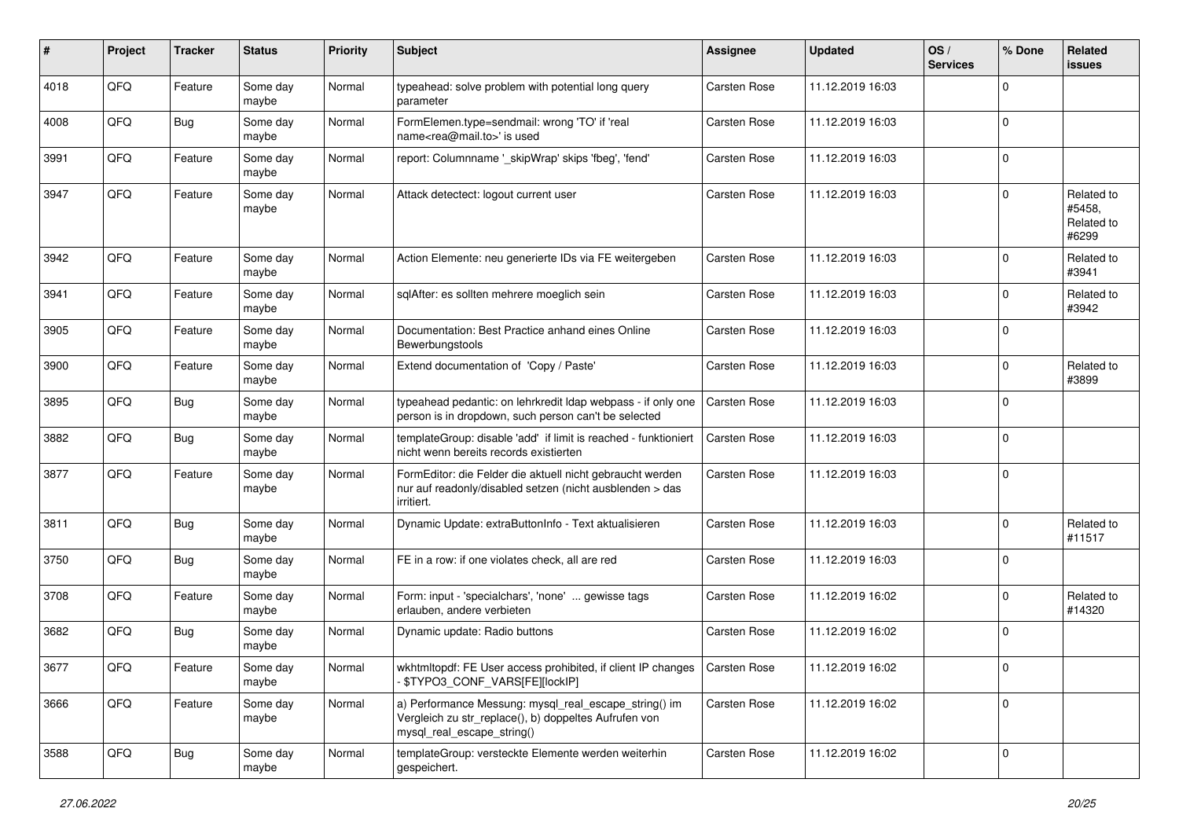| # | Project | Tracker | Status | Priority | Subject | Assignee | Updated | OS / Services | % Done | Related issues |
|---|---|---|---|---|---|---|---|---|---|---|
| 4018 | QFQ | Feature | Some day maybe | Normal | typeahead: solve problem with potential long query parameter | Carsten Rose | 11.12.2019 16:03 | | 0 | |
| 4008 | QFQ | Bug | Some day maybe | Normal | FormElemen.type=sendmail: wrong 'TO' if 'real name<rea@mail.to>' is used | Carsten Rose | 11.12.2019 16:03 | | 0 | |
| 3991 | QFQ | Feature | Some day maybe | Normal | report: Columnname '_skipWrap' skips 'fbeg', 'fend' | Carsten Rose | 11.12.2019 16:03 | | 0 | |
| 3947 | QFQ | Feature | Some day maybe | Normal | Attack detectect: logout current user | Carsten Rose | 11.12.2019 16:03 | | 0 | Related to #5458, Related to #6299 |
| 3942 | QFQ | Feature | Some day maybe | Normal | Action Elemente: neu generierte IDs via FE weitergeben | Carsten Rose | 11.12.2019 16:03 | | 0 | Related to #3941 |
| 3941 | QFQ | Feature | Some day maybe | Normal | sqlAfter: es sollten mehrere moeglich sein | Carsten Rose | 11.12.2019 16:03 | | 0 | Related to #3942 |
| 3905 | QFQ | Feature | Some day maybe | Normal | Documentation: Best Practice anhand eines Online Bewerbungstools | Carsten Rose | 11.12.2019 16:03 | | 0 | |
| 3900 | QFQ | Feature | Some day maybe | Normal | Extend documentation of 'Copy / Paste' | Carsten Rose | 11.12.2019 16:03 | | 0 | Related to #3899 |
| 3895 | QFQ | Bug | Some day maybe | Normal | typeahead pedantic: on lehrkredit ldap webpass - if only one person is in dropdown, such person can't be selected | Carsten Rose | 11.12.2019 16:03 | | 0 | |
| 3882 | QFQ | Bug | Some day maybe | Normal | templateGroup: disable 'add' if limit is reached - funktioniert nicht wenn bereits records existierten | Carsten Rose | 11.12.2019 16:03 | | 0 | |
| 3877 | QFQ | Feature | Some day maybe | Normal | FormEditor: die Felder die aktuell nicht gebraucht werden nur auf readonly/disabled setzen (nicht ausblenden > das irritiert. | Carsten Rose | 11.12.2019 16:03 | | 0 | |
| 3811 | QFQ | Bug | Some day maybe | Normal | Dynamic Update: extraButtonInfo - Text aktualisieren | Carsten Rose | 11.12.2019 16:03 | | 0 | Related to #11517 |
| 3750 | QFQ | Bug | Some day maybe | Normal | FE in a row: if one violates check, all are red | Carsten Rose | 11.12.2019 16:03 | | 0 | |
| 3708 | QFQ | Feature | Some day maybe | Normal | Form: input - 'specialchars', 'none' ... gewisse tags erlauben, andere verbieten | Carsten Rose | 11.12.2019 16:02 | | 0 | Related to #14320 |
| 3682 | QFQ | Bug | Some day maybe | Normal | Dynamic update: Radio buttons | Carsten Rose | 11.12.2019 16:02 | | 0 | |
| 3677 | QFQ | Feature | Some day maybe | Normal | wkhtmltopdf: FE User access prohibited, if client IP changes - $TYPO3_CONF_VARS[FE][lockIP] | Carsten Rose | 11.12.2019 16:02 | | 0 | |
| 3666 | QFQ | Feature | Some day maybe | Normal | a) Performance Messung: mysql_real_escape_string() im Vergleich zu str_replace(), b) doppeltes Aufrufen von mysql_real_escape_string() | Carsten Rose | 11.12.2019 16:02 | | 0 | |
| 3588 | QFQ | Bug | Some day maybe | Normal | templateGroup: versteckte Elemente werden weiterhin gespeichert. | Carsten Rose | 11.12.2019 16:02 | | 0 | |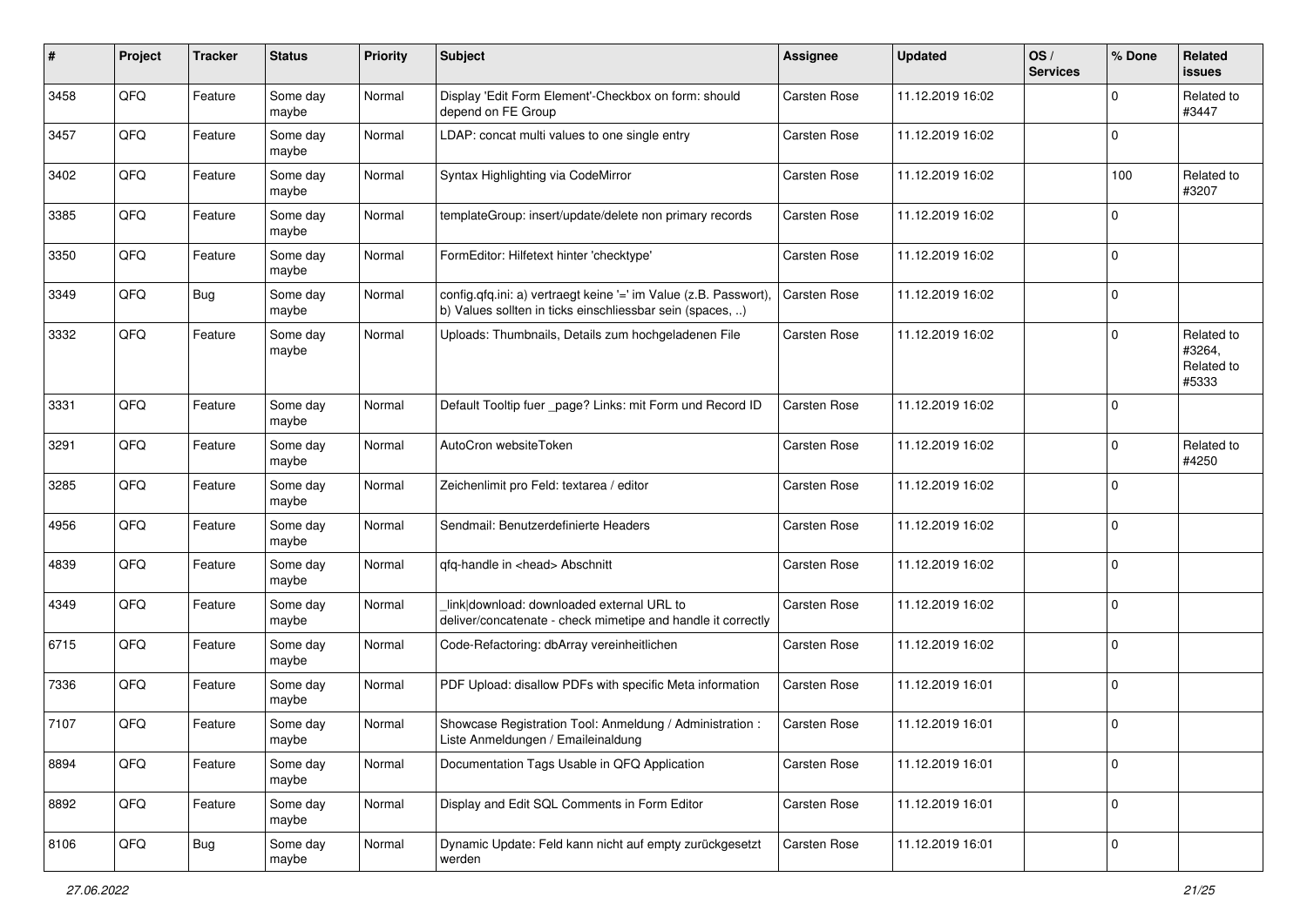| # | Project | Tracker | Status | Priority | Subject | Assignee | Updated | OS / Services | % Done | Related issues |
|---|---|---|---|---|---|---|---|---|---|---|
| 3458 | QFQ | Feature | Some day maybe | Normal | Display 'Edit Form Element'-Checkbox on form: should depend on FE Group | Carsten Rose | 11.12.2019 16:02 | | 0 | Related to #3447 |
| 3457 | QFQ | Feature | Some day maybe | Normal | LDAP: concat multi values to one single entry | Carsten Rose | 11.12.2019 16:02 | | 0 | |
| 3402 | QFQ | Feature | Some day maybe | Normal | Syntax Highlighting via CodeMirror | Carsten Rose | 11.12.2019 16:02 | | 100 | Related to #3207 |
| 3385 | QFQ | Feature | Some day maybe | Normal | templateGroup: insert/update/delete non primary records | Carsten Rose | 11.12.2019 16:02 | | 0 | |
| 3350 | QFQ | Feature | Some day maybe | Normal | FormEditor: Hilfetext hinter 'checktype' | Carsten Rose | 11.12.2019 16:02 | | 0 | |
| 3349 | QFQ | Bug | Some day maybe | Normal | config.qfq.ini: a) vertraegt keine '=' im Value (z.B. Passwort), b) Values sollten in ticks einschliessbar sein (spaces, ..) | Carsten Rose | 11.12.2019 16:02 | | 0 | |
| 3332 | QFQ | Feature | Some day maybe | Normal | Uploads: Thumbnails, Details zum hochgeladenen File | Carsten Rose | 11.12.2019 16:02 | | 0 | Related to #3264, Related to #5333 |
| 3331 | QFQ | Feature | Some day maybe | Normal | Default Tooltip fuer _page? Links: mit Form und Record ID | Carsten Rose | 11.12.2019 16:02 | | 0 | |
| 3291 | QFQ | Feature | Some day maybe | Normal | AutoCron websiteToken | Carsten Rose | 11.12.2019 16:02 | | 0 | Related to #4250 |
| 3285 | QFQ | Feature | Some day maybe | Normal | Zeichenlimit pro Feld: textarea / editor | Carsten Rose | 11.12.2019 16:02 | | 0 | |
| 4956 | QFQ | Feature | Some day maybe | Normal | Sendmail: Benutzerdefinierte Headers | Carsten Rose | 11.12.2019 16:02 | | 0 | |
| 4839 | QFQ | Feature | Some day maybe | Normal | qfq-handle in <head> Abschnitt | Carsten Rose | 11.12.2019 16:02 | | 0 | |
| 4349 | QFQ | Feature | Some day maybe | Normal | _link\|download: downloaded external URL to deliver/concatenate - check mimetipe and handle it correctly | Carsten Rose | 11.12.2019 16:02 | | 0 | |
| 6715 | QFQ | Feature | Some day maybe | Normal | Code-Refactoring: dbArray vereinheitlichen | Carsten Rose | 11.12.2019 16:02 | | 0 | |
| 7336 | QFQ | Feature | Some day maybe | Normal | PDF Upload: disallow PDFs with specific Meta information | Carsten Rose | 11.12.2019 16:01 | | 0 | |
| 7107 | QFQ | Feature | Some day maybe | Normal | Showcase Registration Tool: Anmeldung / Administration : Liste Anmeldungen / Emaileinaldung | Carsten Rose | 11.12.2019 16:01 | | 0 | |
| 8894 | QFQ | Feature | Some day maybe | Normal | Documentation Tags Usable in QFQ Application | Carsten Rose | 11.12.2019 16:01 | | 0 | |
| 8892 | QFQ | Feature | Some day maybe | Normal | Display and Edit SQL Comments in Form Editor | Carsten Rose | 11.12.2019 16:01 | | 0 | |
| 8106 | QFQ | Bug | Some day maybe | Normal | Dynamic Update: Feld kann nicht auf empty zurückgesetzt werden | Carsten Rose | 11.12.2019 16:01 | | 0 | |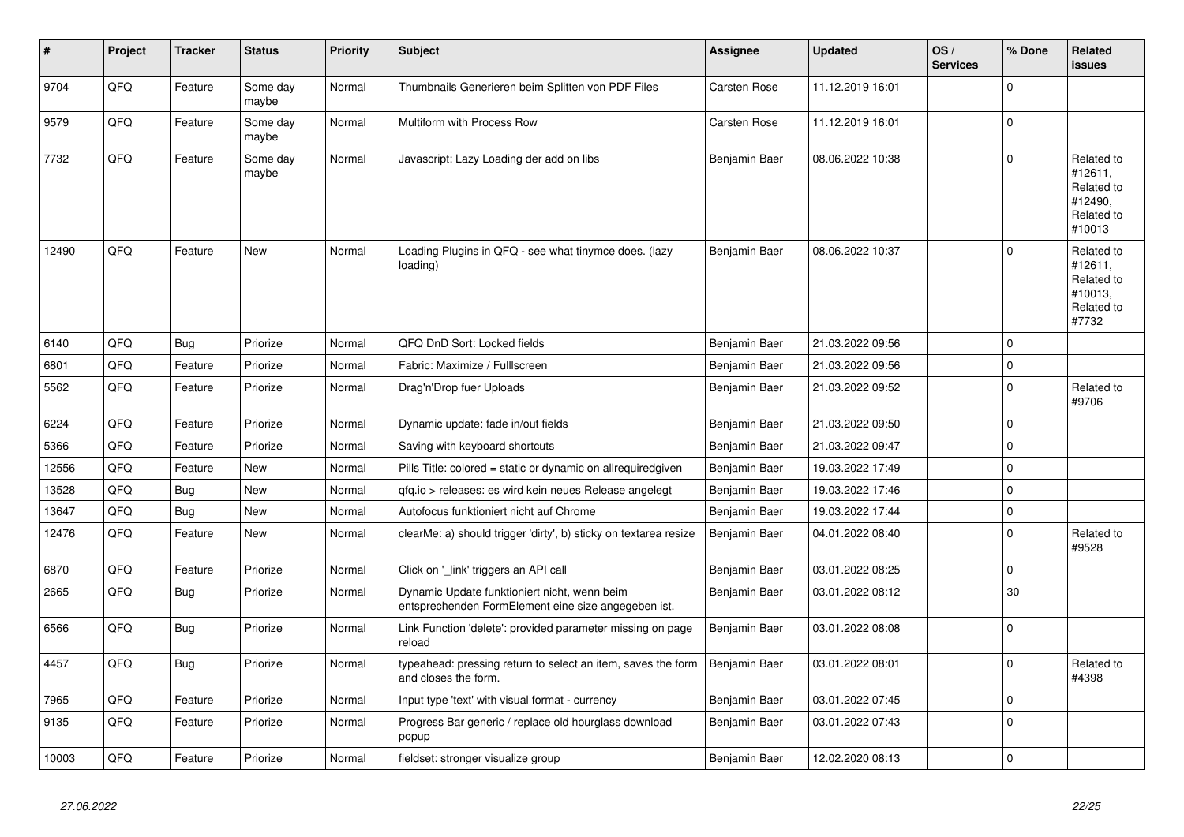| # | Project | Tracker | Status | Priority | Subject | Assignee | Updated | OS / Services | % Done | Related issues |
|---|---|---|---|---|---|---|---|---|---|---|
| 9704 | QFQ | Feature | Some day maybe | Normal | Thumbnails Generieren beim Splitten von PDF Files | Carsten Rose | 11.12.2019 16:01 | | 0 | |
| 9579 | QFQ | Feature | Some day maybe | Normal | Multiform with Process Row | Carsten Rose | 11.12.2019 16:01 | | 0 | |
| 7732 | QFQ | Feature | Some day maybe | Normal | Javascript: Lazy Loading der add on libs | Benjamin Baer | 08.06.2022 10:38 | | 0 | Related to #12611, Related to #12490, Related to #10013 |
| 12490 | QFQ | Feature | New | Normal | Loading Plugins in QFQ - see what tinymce does. (lazy loading) | Benjamin Baer | 08.06.2022 10:37 | | 0 | Related to #12611, Related to #10013, Related to #7732 |
| 6140 | QFQ | Bug | Priorize | Normal | QFQ DnD Sort: Locked fields | Benjamin Baer | 21.03.2022 09:56 | | 0 | |
| 6801 | QFQ | Feature | Priorize | Normal | Fabric: Maximize / Fulllscreen | Benjamin Baer | 21.03.2022 09:56 | | 0 | |
| 5562 | QFQ | Feature | Priorize | Normal | Drag'n'Drop fuer Uploads | Benjamin Baer | 21.03.2022 09:52 | | 0 | Related to #9706 |
| 6224 | QFQ | Feature | Priorize | Normal | Dynamic update: fade in/out fields | Benjamin Baer | 21.03.2022 09:50 | | 0 | |
| 5366 | QFQ | Feature | Priorize | Normal | Saving with keyboard shortcuts | Benjamin Baer | 21.03.2022 09:47 | | 0 | |
| 12556 | QFQ | Feature | New | Normal | Pills Title: colored = static or dynamic on allrequiredgiven | Benjamin Baer | 19.03.2022 17:49 | | 0 | |
| 13528 | QFQ | Bug | New | Normal | qfq.io > releases: es wird kein neues Release angelegt | Benjamin Baer | 19.03.2022 17:46 | | 0 | |
| 13647 | QFQ | Bug | New | Normal | Autofocus funktioniert nicht auf Chrome | Benjamin Baer | 19.03.2022 17:44 | | 0 | |
| 12476 | QFQ | Feature | New | Normal | clearMe: a) should trigger 'dirty', b) sticky on textarea resize | Benjamin Baer | 04.01.2022 08:40 | | 0 | Related to #9528 |
| 6870 | QFQ | Feature | Priorize | Normal | Click on '_link' triggers an API call | Benjamin Baer | 03.01.2022 08:25 | | 0 | |
| 2665 | QFQ | Bug | Priorize | Normal | Dynamic Update funktioniert nicht, wenn beim entsprechenden FormElement eine size angegeben ist. | Benjamin Baer | 03.01.2022 08:12 | | 30 | |
| 6566 | QFQ | Bug | Priorize | Normal | Link Function 'delete': provided parameter missing on page reload | Benjamin Baer | 03.01.2022 08:08 | | 0 | |
| 4457 | QFQ | Bug | Priorize | Normal | typeahead: pressing return to select an item, saves the form and closes the form. | Benjamin Baer | 03.01.2022 08:01 | | 0 | Related to #4398 |
| 7965 | QFQ | Feature | Priorize | Normal | Input type 'text' with visual format - currency | Benjamin Baer | 03.01.2022 07:45 | | 0 | |
| 9135 | QFQ | Feature | Priorize | Normal | Progress Bar generic / replace old hourglass download popup | Benjamin Baer | 03.01.2022 07:43 | | 0 | |
| 10003 | QFQ | Feature | Priorize | Normal | fieldset: stronger visualize group | Benjamin Baer | 12.02.2020 08:13 | | 0 | |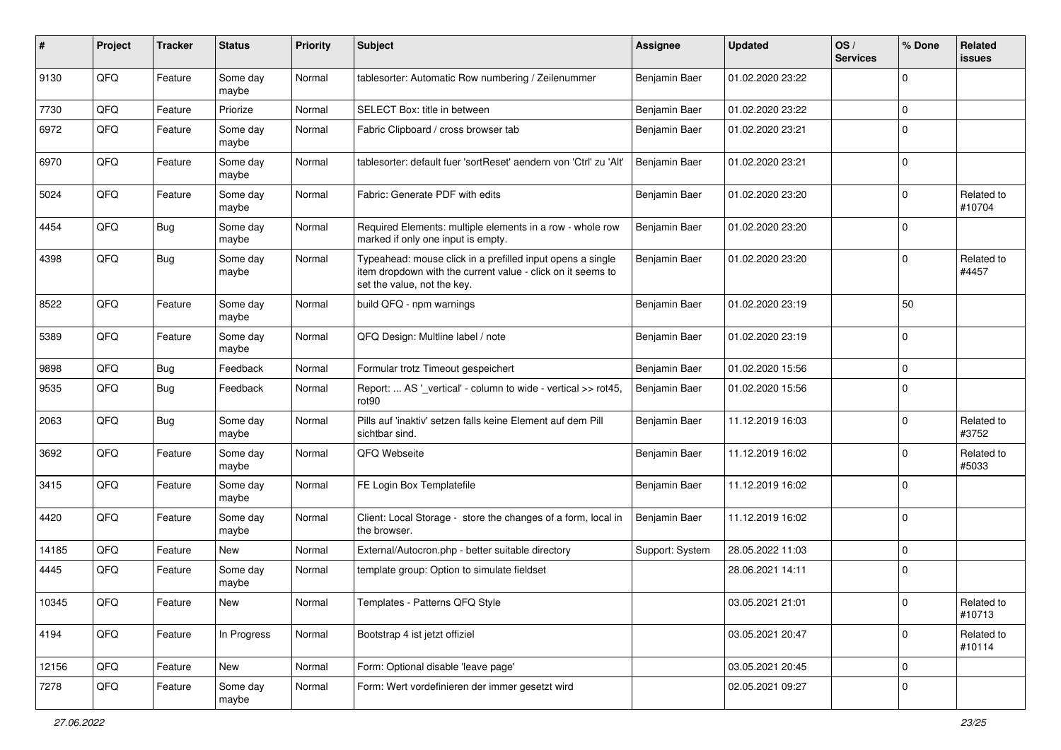| # | Project | Tracker | Status | Priority | Subject | Assignee | Updated | OS / Services | % Done | Related issues |
|---|---|---|---|---|---|---|---|---|---|---|
| 9130 | QFQ | Feature | Some day maybe | Normal | tablesorter: Automatic Row numbering / Zeilenummer | Benjamin Baer | 01.02.2020 23:22 | | 0 | |
| 7730 | QFQ | Feature | Priorize | Normal | SELECT Box: title in between | Benjamin Baer | 01.02.2020 23:22 | | 0 | |
| 6972 | QFQ | Feature | Some day maybe | Normal | Fabric Clipboard / cross browser tab | Benjamin Baer | 01.02.2020 23:21 | | 0 | |
| 6970 | QFQ | Feature | Some day maybe | Normal | tablesorter: default fuer 'sortReset' aendern von 'Ctrl' zu 'Alt' | Benjamin Baer | 01.02.2020 23:21 | | 0 | |
| 5024 | QFQ | Feature | Some day maybe | Normal | Fabric: Generate PDF with edits | Benjamin Baer | 01.02.2020 23:20 | | 0 | Related to #10704 |
| 4454 | QFQ | Bug | Some day maybe | Normal | Required Elements: multiple elements in a row - whole row marked if only one input is empty. | Benjamin Baer | 01.02.2020 23:20 | | 0 | |
| 4398 | QFQ | Bug | Some day maybe | Normal | Typeahead: mouse click in a prefilled input opens a single item dropdown with the current value - click on it seems to set the value, not the key. | Benjamin Baer | 01.02.2020 23:20 | | 0 | Related to #4457 |
| 8522 | QFQ | Feature | Some day maybe | Normal | build QFQ - npm warnings | Benjamin Baer | 01.02.2020 23:19 | | 50 | |
| 5389 | QFQ | Feature | Some day maybe | Normal | QFQ Design: Multline label / note | Benjamin Baer | 01.02.2020 23:19 | | 0 | |
| 9898 | QFQ | Bug | Feedback | Normal | Formular trotz Timeout gespeichert | Benjamin Baer | 01.02.2020 15:56 | | 0 | |
| 9535 | QFQ | Bug | Feedback | Normal | Report: ... AS '_vertical' - column to wide - vertical >> rot45, rot90 | Benjamin Baer | 01.02.2020 15:56 | | 0 | |
| 2063 | QFQ | Bug | Some day maybe | Normal | Pills auf 'inaktiv' setzen falls keine Element auf dem Pill sichtbar sind. | Benjamin Baer | 11.12.2019 16:03 | | 0 | Related to #3752 |
| 3692 | QFQ | Feature | Some day maybe | Normal | QFQ Webseite | Benjamin Baer | 11.12.2019 16:02 | | 0 | Related to #5033 |
| 3415 | QFQ | Feature | Some day maybe | Normal | FE Login Box Templatefile | Benjamin Baer | 11.12.2019 16:02 | | 0 | |
| 4420 | QFQ | Feature | Some day maybe | Normal | Client: Local Storage - store the changes of a form, local in the browser. | Benjamin Baer | 11.12.2019 16:02 | | 0 | |
| 14185 | QFQ | Feature | New | Normal | External/Autocron.php - better suitable directory | Support: System | 28.05.2022 11:03 | | 0 | |
| 4445 | QFQ | Feature | Some day maybe | Normal | template group: Option to simulate fieldset | | 28.06.2021 14:11 | | 0 | |
| 10345 | QFQ | Feature | New | Normal | Templates - Patterns QFQ Style | | 03.05.2021 21:01 | | 0 | Related to #10713 |
| 4194 | QFQ | Feature | In Progress | Normal | Bootstrap 4 ist jetzt offiziel | | 03.05.2021 20:47 | | 0 | Related to #10114 |
| 12156 | QFQ | Feature | New | Normal | Form: Optional disable 'leave page' | | 03.05.2021 20:45 | | 0 | |
| 7278 | QFQ | Feature | Some day maybe | Normal | Form: Wert vordefinieren der immer gesetzt wird | | 02.05.2021 09:27 | | 0 | |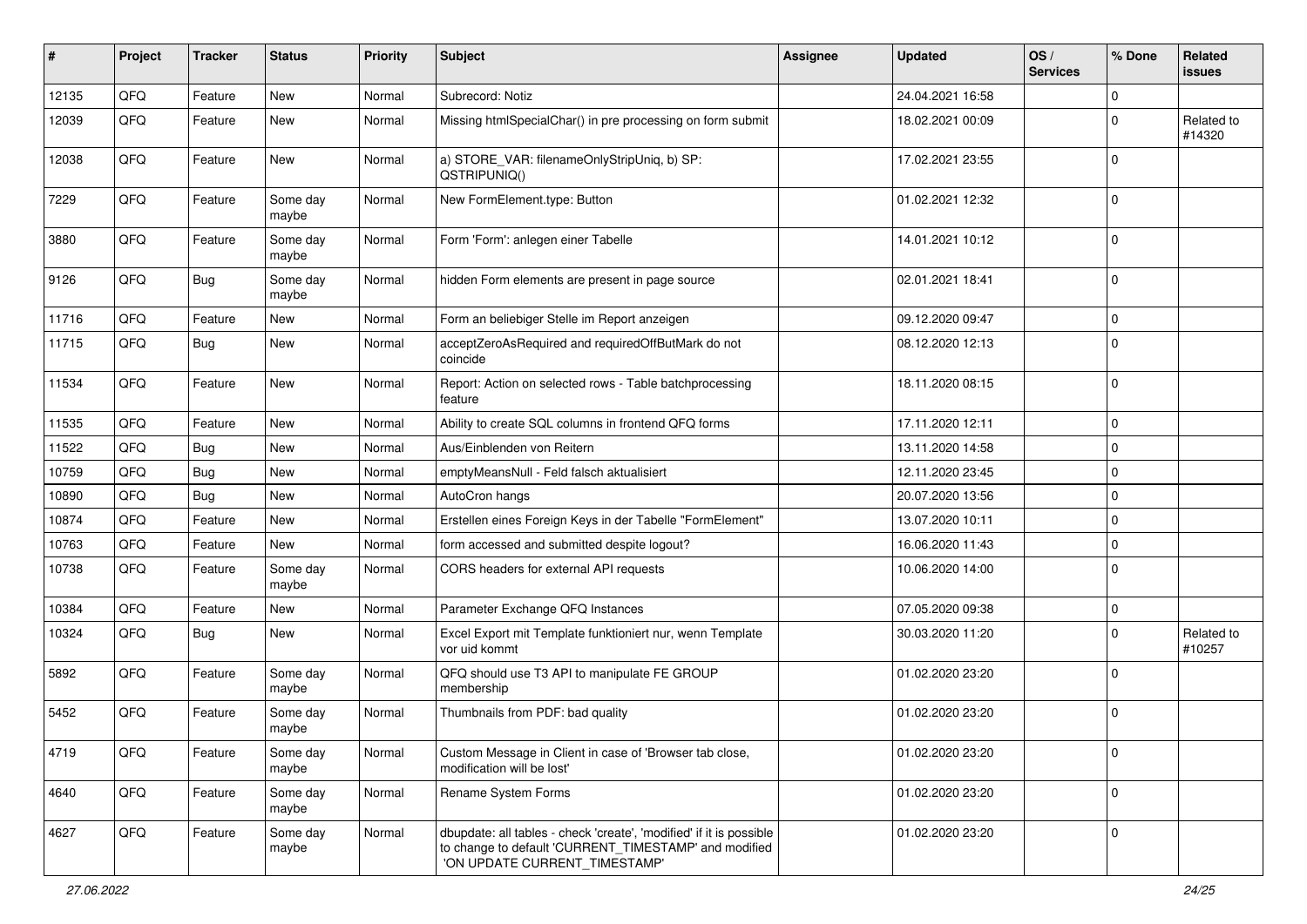| # | Project | Tracker | Status | Priority | Subject | Assignee | Updated | OS / Services | % Done | Related issues |
|---|---|---|---|---|---|---|---|---|---|---|
| 12135 | QFQ | Feature | New | Normal | Subrecord: Notiz | | 24.04.2021 16:58 | | 0 | |
| 12039 | QFQ | Feature | New | Normal | Missing htmlSpecialChar() in pre processing on form submit | | 18.02.2021 00:09 | | 0 | Related to #14320 |
| 12038 | QFQ | Feature | New | Normal | a) STORE_VAR: filenameOnlyStripUniq, b) SP: QSTRIPUNIQ() | | 17.02.2021 23:55 | | 0 | |
| 7229 | QFQ | Feature | Some day maybe | Normal | New FormElement.type: Button | | 01.02.2021 12:32 | | 0 | |
| 3880 | QFQ | Feature | Some day maybe | Normal | Form 'Form': anlegen einer Tabelle | | 14.01.2021 10:12 | | 0 | |
| 9126 | QFQ | Bug | Some day maybe | Normal | hidden Form elements are present in page source | | 02.01.2021 18:41 | | 0 | |
| 11716 | QFQ | Feature | New | Normal | Form an beliebiger Stelle im Report anzeigen | | 09.12.2020 09:47 | | 0 | |
| 11715 | QFQ | Bug | New | Normal | acceptZeroAsRequired and requiredOffButMark do not coincide | | 08.12.2020 12:13 | | 0 | |
| 11534 | QFQ | Feature | New | Normal | Report: Action on selected rows - Table batchprocessing feature | | 18.11.2020 08:15 | | 0 | |
| 11535 | QFQ | Feature | New | Normal | Ability to create SQL columns in frontend QFQ forms | | 17.11.2020 12:11 | | 0 | |
| 11522 | QFQ | Bug | New | Normal | Aus/Einblenden von Reitern | | 13.11.2020 14:58 | | 0 | |
| 10759 | QFQ | Bug | New | Normal | emptyMeansNull - Feld falsch aktualisiert | | 12.11.2020 23:45 | | 0 | |
| 10890 | QFQ | Bug | New | Normal | AutoCron hangs | | 20.07.2020 13:56 | | 0 | |
| 10874 | QFQ | Feature | New | Normal | Erstellen eines Foreign Keys in der Tabelle "FormElement" | | 13.07.2020 10:11 | | 0 | |
| 10763 | QFQ | Feature | New | Normal | form accessed and submitted despite logout? | | 16.06.2020 11:43 | | 0 | |
| 10738 | QFQ | Feature | Some day maybe | Normal | CORS headers for external API requests | | 10.06.2020 14:00 | | 0 | |
| 10384 | QFQ | Feature | New | Normal | Parameter Exchange QFQ Instances | | 07.05.2020 09:38 | | 0 | |
| 10324 | QFQ | Bug | New | Normal | Excel Export mit Template funktioniert nur, wenn Template vor uid kommt | | 30.03.2020 11:20 | | 0 | Related to #10257 |
| 5892 | QFQ | Feature | Some day maybe | Normal | QFQ should use T3 API to manipulate FE GROUP membership | | 01.02.2020 23:20 | | 0 | |
| 5452 | QFQ | Feature | Some day maybe | Normal | Thumbnails from PDF: bad quality | | 01.02.2020 23:20 | | 0 | |
| 4719 | QFQ | Feature | Some day maybe | Normal | Custom Message in Client in case of 'Browser tab close, modification will be lost' | | 01.02.2020 23:20 | | 0 | |
| 4640 | QFQ | Feature | Some day maybe | Normal | Rename System Forms | | 01.02.2020 23:20 | | 0 | |
| 4627 | QFQ | Feature | Some day maybe | Normal | dbupdate: all tables - check 'create', 'modified' if it is possible to change to default 'CURRENT_TIMESTAMP' and modified 'ON UPDATE CURRENT_TIMESTAMP' | | 01.02.2020 23:20 | | 0 | |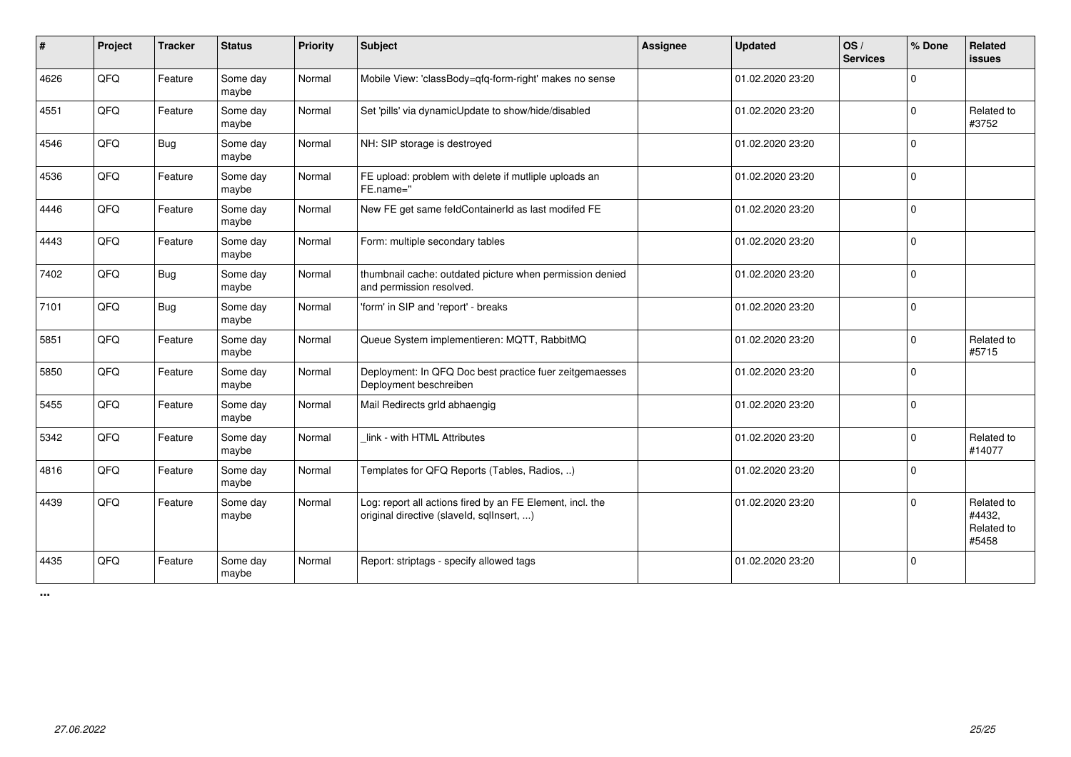| # | Project | Tracker | Status | Priority | Subject | Assignee | Updated | OS / Services | % Done | Related issues |
|---|---|---|---|---|---|---|---|---|---|---|
| 4626 | QFQ | Feature | Some day maybe | Normal | Mobile View: 'classBody=qfq-form-right' makes no sense | | 01.02.2020 23:20 | | 0 | |
| 4551 | QFQ | Feature | Some day maybe | Normal | Set 'pills' via dynamicUpdate to show/hide/disabled | | 01.02.2020 23:20 | | 0 | Related to #3752 |
| 4546 | QFQ | Bug | Some day maybe | Normal | NH: SIP storage is destroyed | | 01.02.2020 23:20 | | 0 | |
| 4536 | QFQ | Feature | Some day maybe | Normal | FE upload: problem with delete if mutliple uploads an FE.name='' | | 01.02.2020 23:20 | | 0 | |
| 4446 | QFQ | Feature | Some day maybe | Normal | New FE get same feldContainerId as last modifed FE | | 01.02.2020 23:20 | | 0 | |
| 4443 | QFQ | Feature | Some day maybe | Normal | Form: multiple secondary tables | | 01.02.2020 23:20 | | 0 | |
| 7402 | QFQ | Bug | Some day maybe | Normal | thumbnail cache: outdated picture when permission denied and permission resolved. | | 01.02.2020 23:20 | | 0 | |
| 7101 | QFQ | Bug | Some day maybe | Normal | 'form' in SIP and 'report' - breaks | | 01.02.2020 23:20 | | 0 | |
| 5851 | QFQ | Feature | Some day maybe | Normal | Queue System implementieren: MQTT, RabbitMQ | | 01.02.2020 23:20 | | 0 | Related to #5715 |
| 5850 | QFQ | Feature | Some day maybe | Normal | Deployment: In QFQ Doc best practice fuer zeitgemaesses Deployment beschreiben | | 01.02.2020 23:20 | | 0 | |
| 5455 | QFQ | Feature | Some day maybe | Normal | Mail Redirects grId abhaengig | | 01.02.2020 23:20 | | 0 | |
| 5342 | QFQ | Feature | Some day maybe | Normal | _link - with HTML Attributes | | 01.02.2020 23:20 | | 0 | Related to #14077 |
| 4816 | QFQ | Feature | Some day maybe | Normal | Templates for QFQ Reports (Tables, Radios, ..) | | 01.02.2020 23:20 | | 0 | |
| 4439 | QFQ | Feature | Some day maybe | Normal | Log: report all actions fired by an FE Element, incl. the original directive (slaveId, sqlInsert, ...) | | 01.02.2020 23:20 | | 0 | Related to #4432, Related to #5458 |
| 4435 | QFQ | Feature | Some day maybe | Normal | Report: striptags - specify allowed tags | | 01.02.2020 23:20 | | 0 | |

...